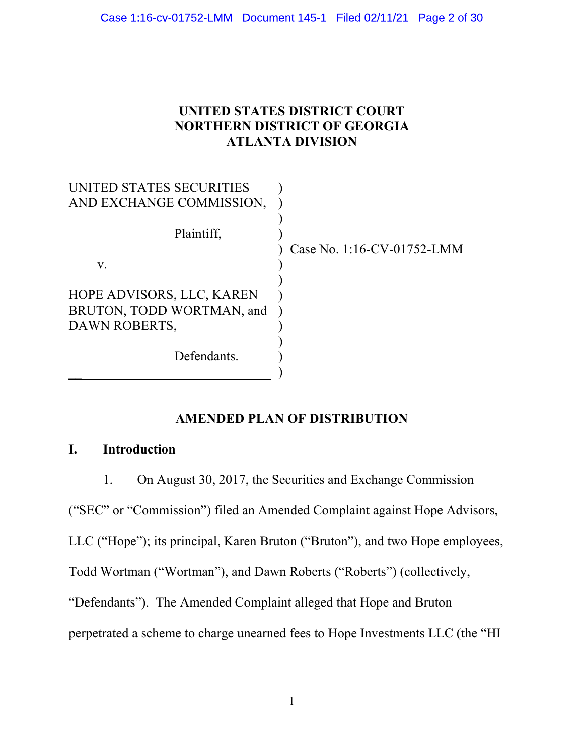# UNITED STATES DISTRICT COURT
# NORTHERN DISTRICT OF GEORGIA
# ATLANTA DIVISION

UNITED STATES SECURITIES AND EXCHANGE COMMISSION,

Plaintiff,

v.

HOPE ADVISORS, LLC, KAREN BRUTON, TODD WORTMAN, and DAWN ROBERTS,

Defendants.

Case No. 1:16-CV-01752-LMM

## AMENDED PLAN OF DISTRIBUTION

## I. Introduction

1. On August 30, 2017, the Securities and Exchange Commission ("SEC" or "Commission") filed an Amended Complaint against Hope Advisors, LLC ("Hope"); its principal, Karen Bruton ("Bruton"), and two Hope employees, Todd Wortman ("Wortman"), and Dawn Roberts ("Roberts") (collectively, "Defendants"). The Amended Complaint alleged that Hope and Bruton perpetrated a scheme to charge unearned fees to Hope Investments LLC (the "HI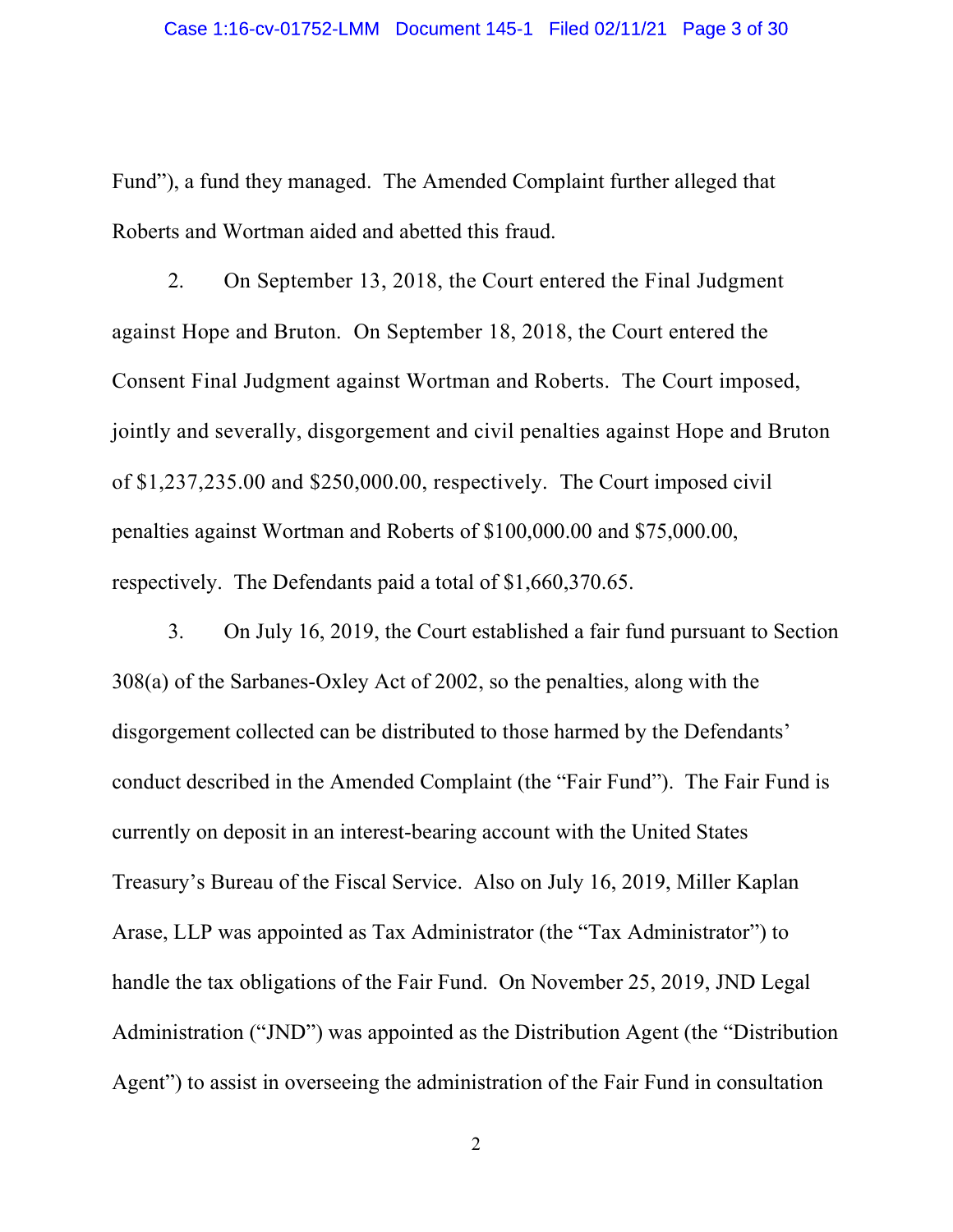Fund"), a fund they managed. The Amended Complaint further alleged that Roberts and Wortman aided and abetted this fraud.

2. On September 13, 2018, the Court entered the Final Judgment against Hope and Bruton. On September 18, 2018, the Court entered the Consent Final Judgment against Wortman and Roberts. The Court imposed, jointly and severally, disgorgement and civil penalties against Hope and Bruton of $1,237,235.00 and $250,000.00, respectively. The Court imposed civil penalties against Wortman and Roberts of $100,000.00 and $75,000.00, respectively. The Defendants paid a total of $1,660,370.65.

3. On July 16, 2019, the Court established a fair fund pursuant to Section 308(a) of the Sarbanes-Oxley Act of 2002, so the penalties, along with the disgorgement collected can be distributed to those harmed by the Defendants' conduct described in the Amended Complaint (the "Fair Fund"). The Fair Fund is currently on deposit in an interest-bearing account with the United States Treasury's Bureau of the Fiscal Service. Also on July 16, 2019, Miller Kaplan Arase, LLP was appointed as Tax Administrator (the "Tax Administrator") to handle the tax obligations of the Fair Fund. On November 25, 2019, JND Legal Administration ("JND") was appointed as the Distribution Agent (the "Distribution Agent") to assist in overseeing the administration of the Fair Fund in consultation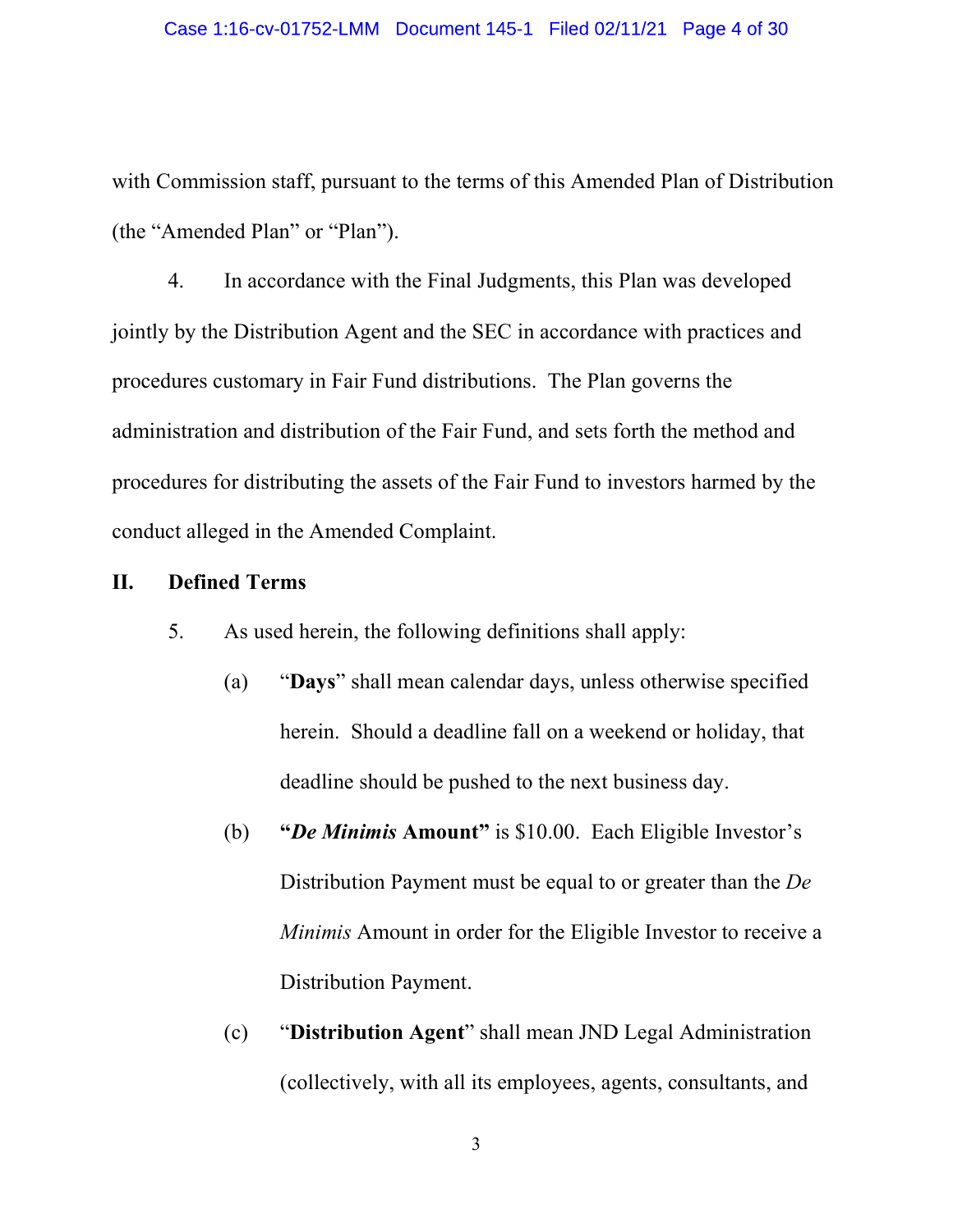with Commission staff, pursuant to the terms of this Amended Plan of Distribution (the "Amended Plan" or "Plan").

4. In accordance with the Final Judgments, this Plan was developed jointly by the Distribution Agent and the SEC in accordance with practices and procedures customary in Fair Fund distributions. The Plan governs the administration and distribution of the Fair Fund, and sets forth the method and procedures for distributing the assets of the Fair Fund to investors harmed by the conduct alleged in the Amended Complaint.

## II. Defined Terms

5. As used herein, the following definitions shall apply:

(a) "**Days**" shall mean calendar days, unless otherwise specified herein. Should a deadline fall on a weekend or holiday, that deadline should be pushed to the next business day.

(b) **"*De Minimis* Amount"** is $10.00. Each Eligible Investor's Distribution Payment must be equal to or greater than the *De Minimis* Amount in order for the Eligible Investor to receive a Distribution Payment.

(c) "**Distribution Agent**" shall mean JND Legal Administration (collectively, with all its employees, agents, consultants, and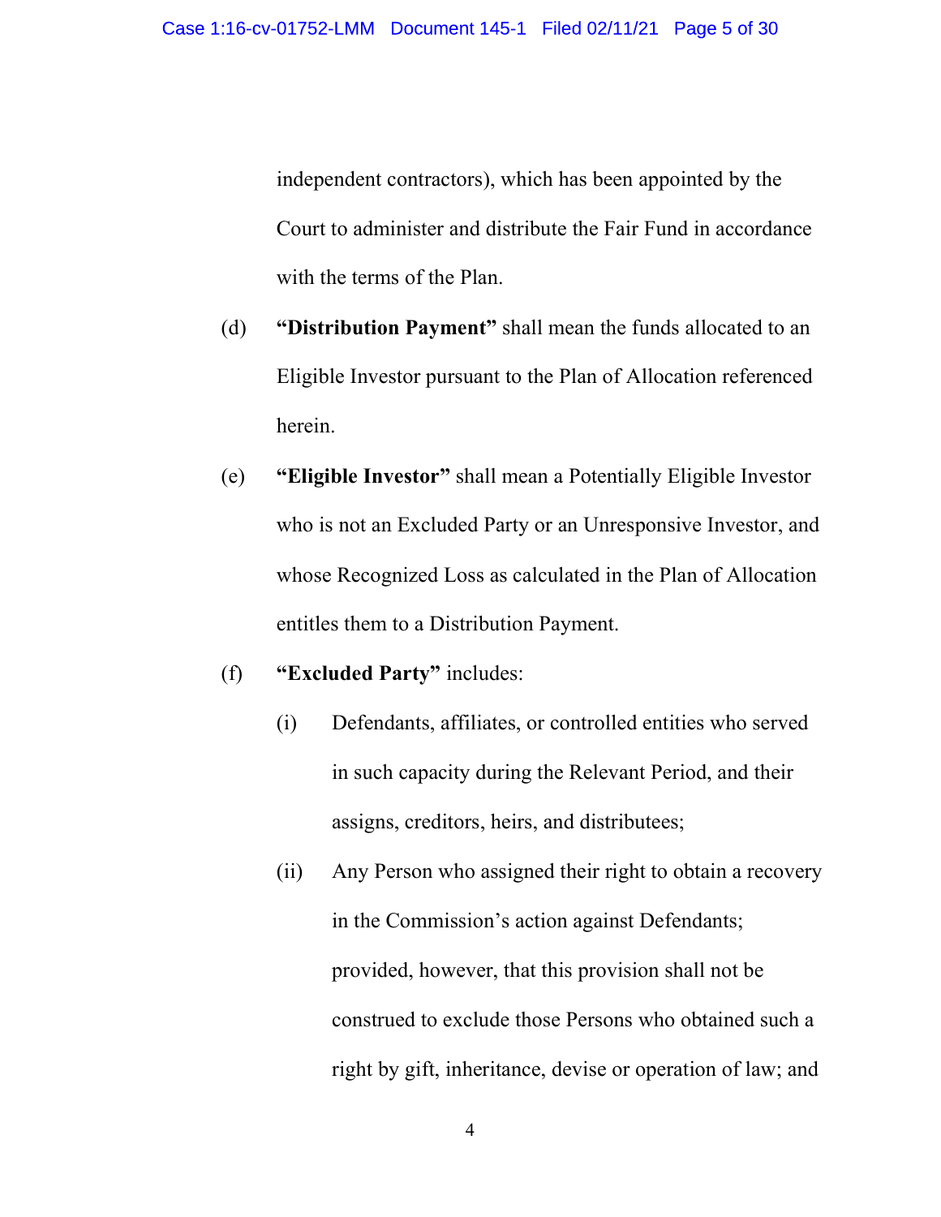independent contractors), which has been appointed by the Court to administer and distribute the Fair Fund in accordance with the terms of the Plan.

(d) **"Distribution Payment"** shall mean the funds allocated to an Eligible Investor pursuant to the Plan of Allocation referenced herein.

(e) **"Eligible Investor"** shall mean a Potentially Eligible Investor who is not an Excluded Party or an Unresponsive Investor, and whose Recognized Loss as calculated in the Plan of Allocation entitles them to a Distribution Payment.

(f) **"Excluded Party"** includes:

(i) Defendants, affiliates, or controlled entities who served in such capacity during the Relevant Period, and their assigns, creditors, heirs, and distributees;

(ii) Any Person who assigned their right to obtain a recovery in the Commission's action against Defendants; provided, however, that this provision shall not be construed to exclude those Persons who obtained such a right by gift, inheritance, devise or operation of law; and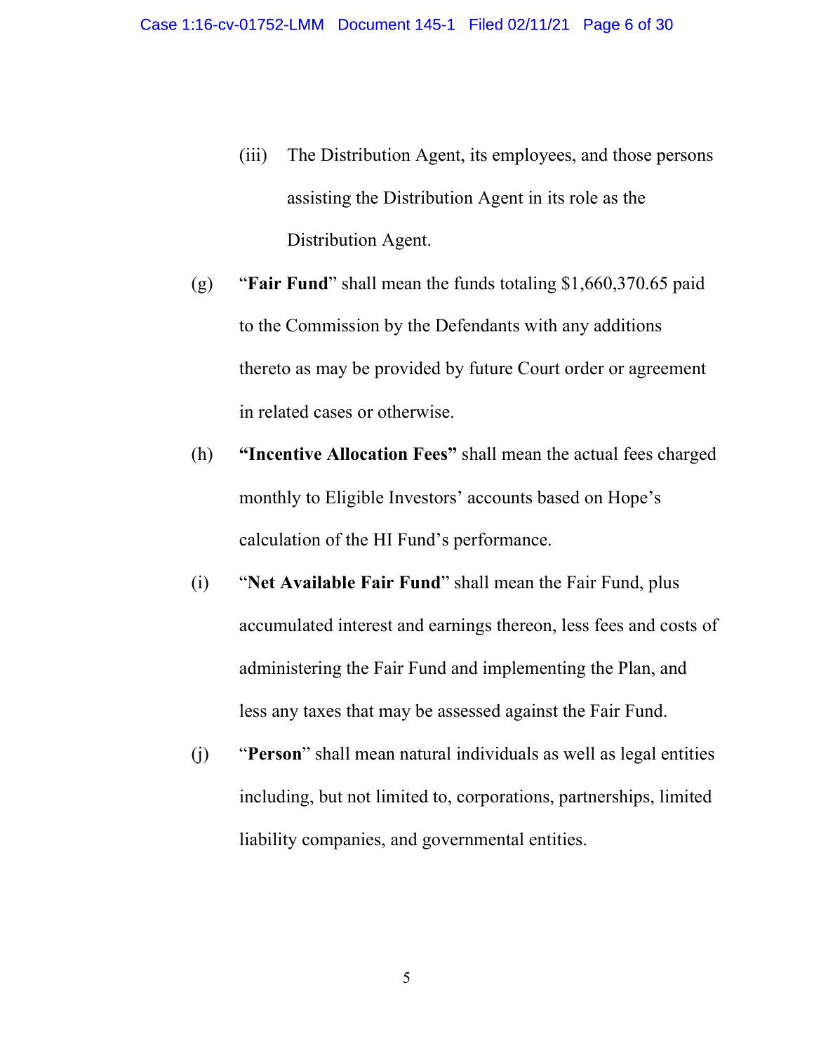(iii) The Distribution Agent, its employees, and those persons assisting the Distribution Agent in its role as the Distribution Agent.

(g) "**Fair Fund**" shall mean the funds totaling $1,660,370.65 paid to the Commission by the Defendants with any additions thereto as may be provided by future Court order or agreement in related cases or otherwise.

(h) **"Incentive Allocation Fees"** shall mean the actual fees charged monthly to Eligible Investors' accounts based on Hope's calculation of the HI Fund's performance.

(i) "**Net Available Fair Fund**" shall mean the Fair Fund, plus accumulated interest and earnings thereon, less fees and costs of administering the Fair Fund and implementing the Plan, and less any taxes that may be assessed against the Fair Fund.

(j) "**Person**" shall mean natural individuals as well as legal entities including, but not limited to, corporations, partnerships, limited liability companies, and governmental entities.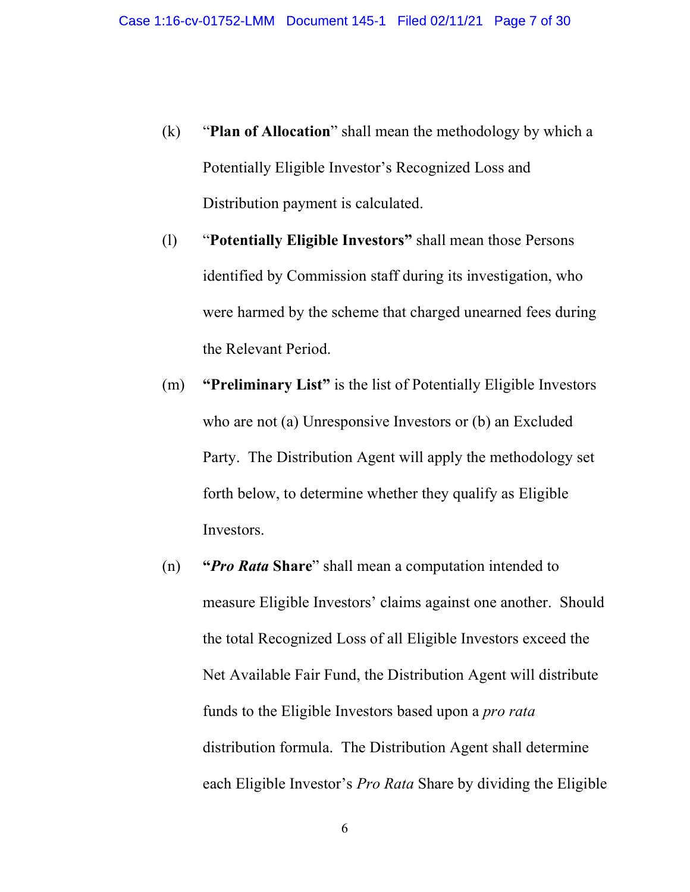(k) "**Plan of Allocation**" shall mean the methodology by which a Potentially Eligible Investor's Recognized Loss and Distribution payment is calculated.

(l) "**Potentially Eligible Investors**" shall mean those Persons identified by Commission staff during its investigation, who were harmed by the scheme that charged unearned fees during the Relevant Period.

(m) **"Preliminary List"** is the list of Potentially Eligible Investors who are not (a) Unresponsive Investors or (b) an Excluded Party. The Distribution Agent will apply the methodology set forth below, to determine whether they qualify as Eligible Investors.

(n) **"*Pro Rata* Share"** shall mean a computation intended to measure Eligible Investors' claims against one another. Should the total Recognized Loss of all Eligible Investors exceed the Net Available Fair Fund, the Distribution Agent will distribute funds to the Eligible Investors based upon a *pro rata* distribution formula. The Distribution Agent shall determine each Eligible Investor's *Pro Rata* Share by dividing the Eligible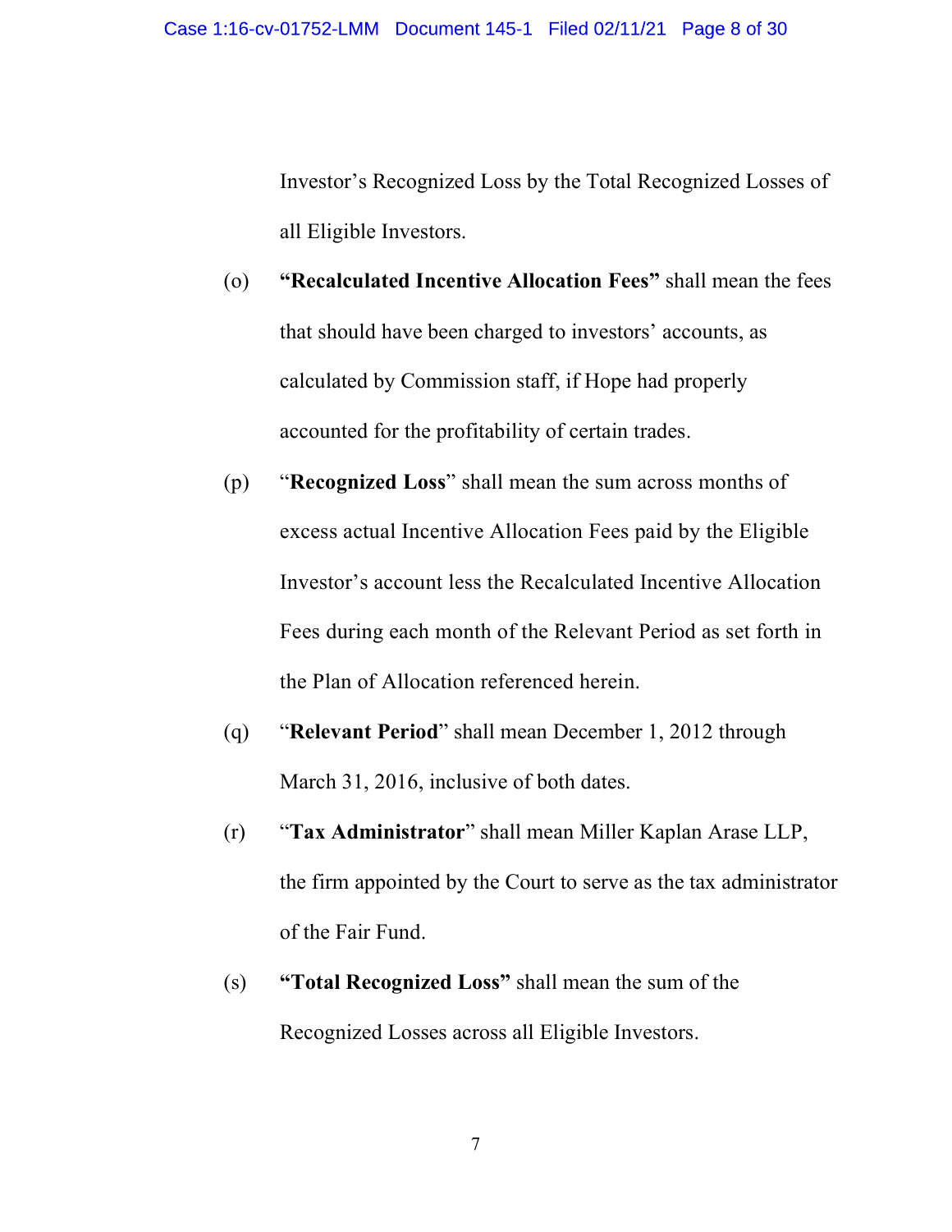Investor's Recognized Loss by the Total Recognized Losses of all Eligible Investors.

(o) **"Recalculated Incentive Allocation Fees"** shall mean the fees that should have been charged to investors' accounts, as calculated by Commission staff, if Hope had properly accounted for the profitability of certain trades.

(p) "**Recognized Loss**" shall mean the sum across months of excess actual Incentive Allocation Fees paid by the Eligible Investor's account less the Recalculated Incentive Allocation Fees during each month of the Relevant Period as set forth in the Plan of Allocation referenced herein.

(q) "**Relevant Period**" shall mean December 1, 2012 through March 31, 2016, inclusive of both dates.

(r) "**Tax Administrator**" shall mean Miller Kaplan Arase LLP, the firm appointed by the Court to serve as the tax administrator of the Fair Fund.

(s) **"Total Recognized Loss"** shall mean the sum of the Recognized Losses across all Eligible Investors.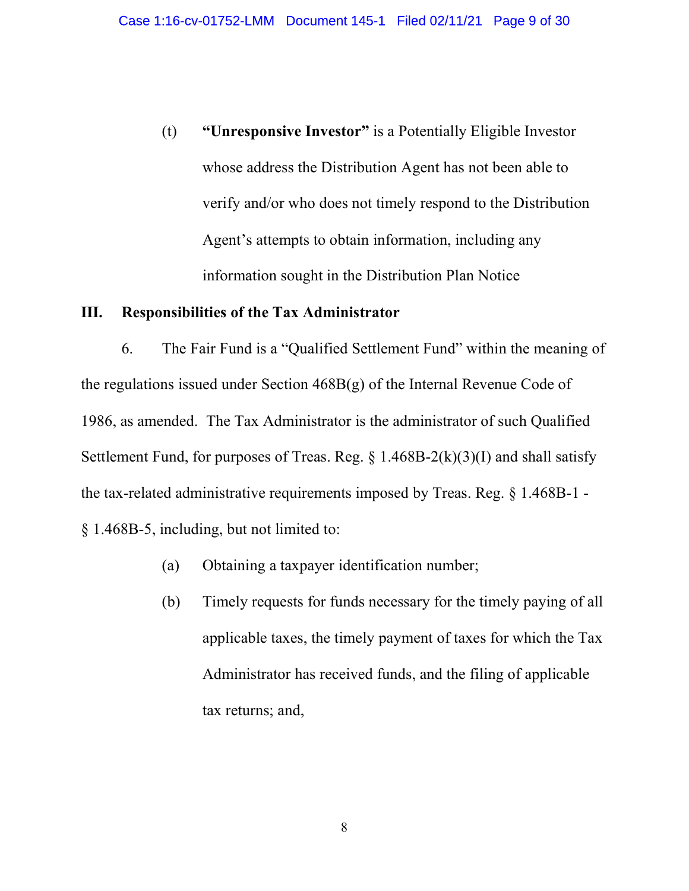(t) **"Unresponsive Investor"** is a Potentially Eligible Investor whose address the Distribution Agent has not been able to verify and/or who does not timely respond to the Distribution Agent's attempts to obtain information, including any information sought in the Distribution Plan Notice

## III. Responsibilities of the Tax Administrator

6. The Fair Fund is a "Qualified Settlement Fund" within the meaning of the regulations issued under Section 468B(g) of the Internal Revenue Code of 1986, as amended. The Tax Administrator is the administrator of such Qualified Settlement Fund, for purposes of Treas. Reg. § 1.468B-2(k)(3)(I) and shall satisfy the tax-related administrative requirements imposed by Treas. Reg. § 1.468B-1 - § 1.468B-5, including, but not limited to:

(a) Obtaining a taxpayer identification number;

(b) Timely requests for funds necessary for the timely paying of all applicable taxes, the timely payment of taxes for which the Tax Administrator has received funds, and the filing of applicable tax returns; and,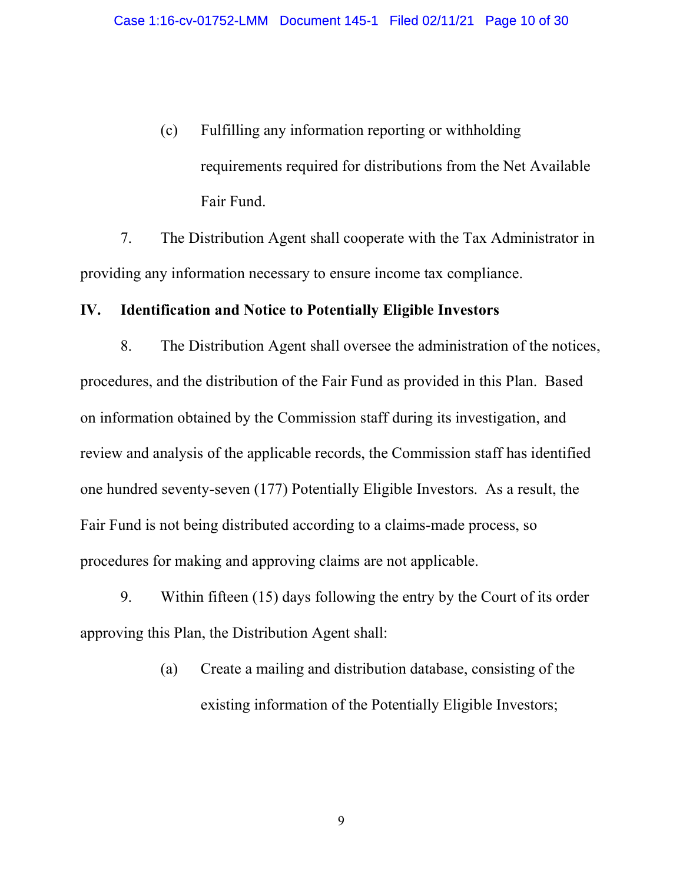(c) Fulfilling any information reporting or withholding requirements required for distributions from the Net Available Fair Fund.

7. The Distribution Agent shall cooperate with the Tax Administrator in providing any information necessary to ensure income tax compliance.

## IV. Identification and Notice to Potentially Eligible Investors

8. The Distribution Agent shall oversee the administration of the notices, procedures, and the distribution of the Fair Fund as provided in this Plan. Based on information obtained by the Commission staff during its investigation, and review and analysis of the applicable records, the Commission staff has identified one hundred seventy-seven (177) Potentially Eligible Investors. As a result, the Fair Fund is not being distributed according to a claims-made process, so procedures for making and approving claims are not applicable.

9. Within fifteen (15) days following the entry by the Court of its order approving this Plan, the Distribution Agent shall:

(a) Create a mailing and distribution database, consisting of the existing information of the Potentially Eligible Investors;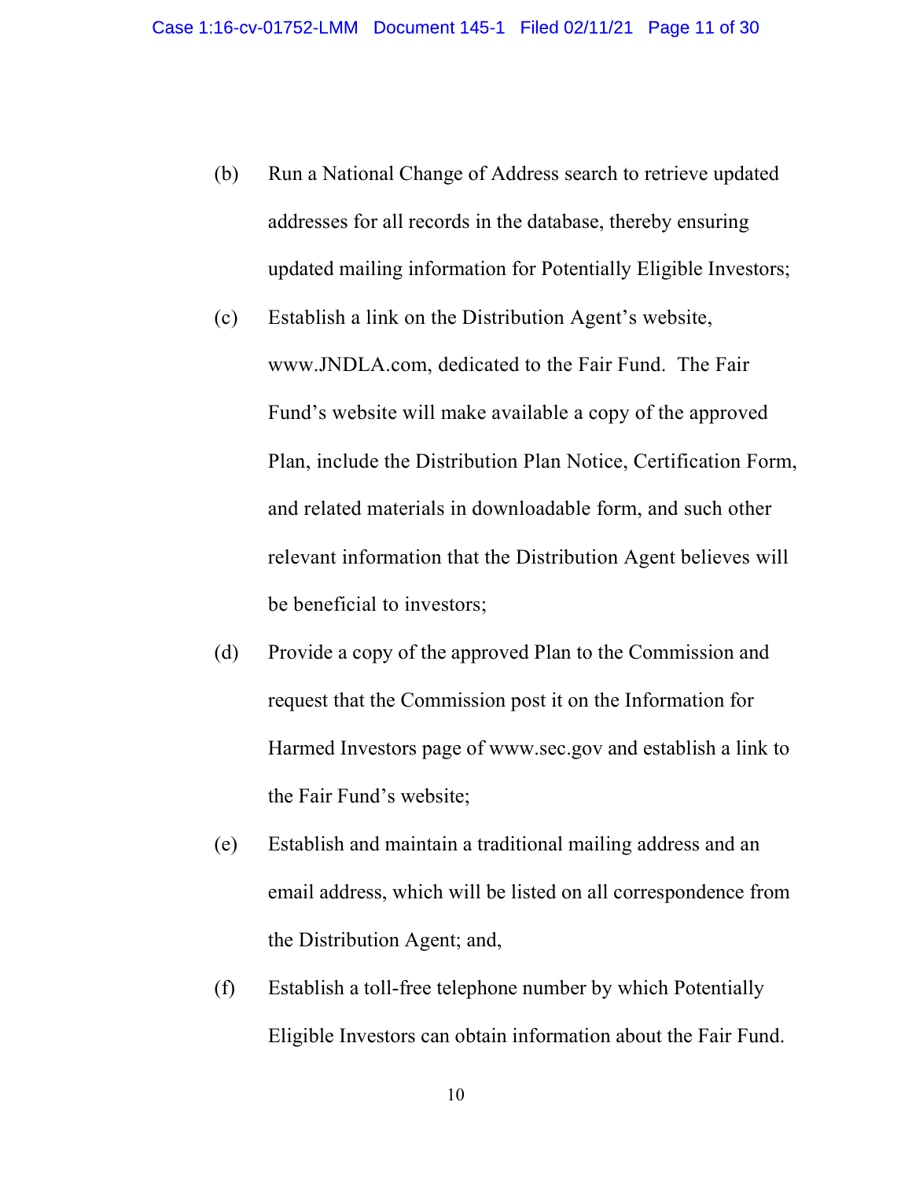(b) Run a National Change of Address search to retrieve updated addresses for all records in the database, thereby ensuring updated mailing information for Potentially Eligible Investors;

(c) Establish a link on the Distribution Agent's website, www.JNDLA.com, dedicated to the Fair Fund. The Fair Fund's website will make available a copy of the approved Plan, include the Distribution Plan Notice, Certification Form, and related materials in downloadable form, and such other relevant information that the Distribution Agent believes will be beneficial to investors;

(d) Provide a copy of the approved Plan to the Commission and request that the Commission post it on the Information for Harmed Investors page of www.sec.gov and establish a link to the Fair Fund's website;

(e) Establish and maintain a traditional mailing address and an email address, which will be listed on all correspondence from the Distribution Agent; and,

(f) Establish a toll-free telephone number by which Potentially Eligible Investors can obtain information about the Fair Fund.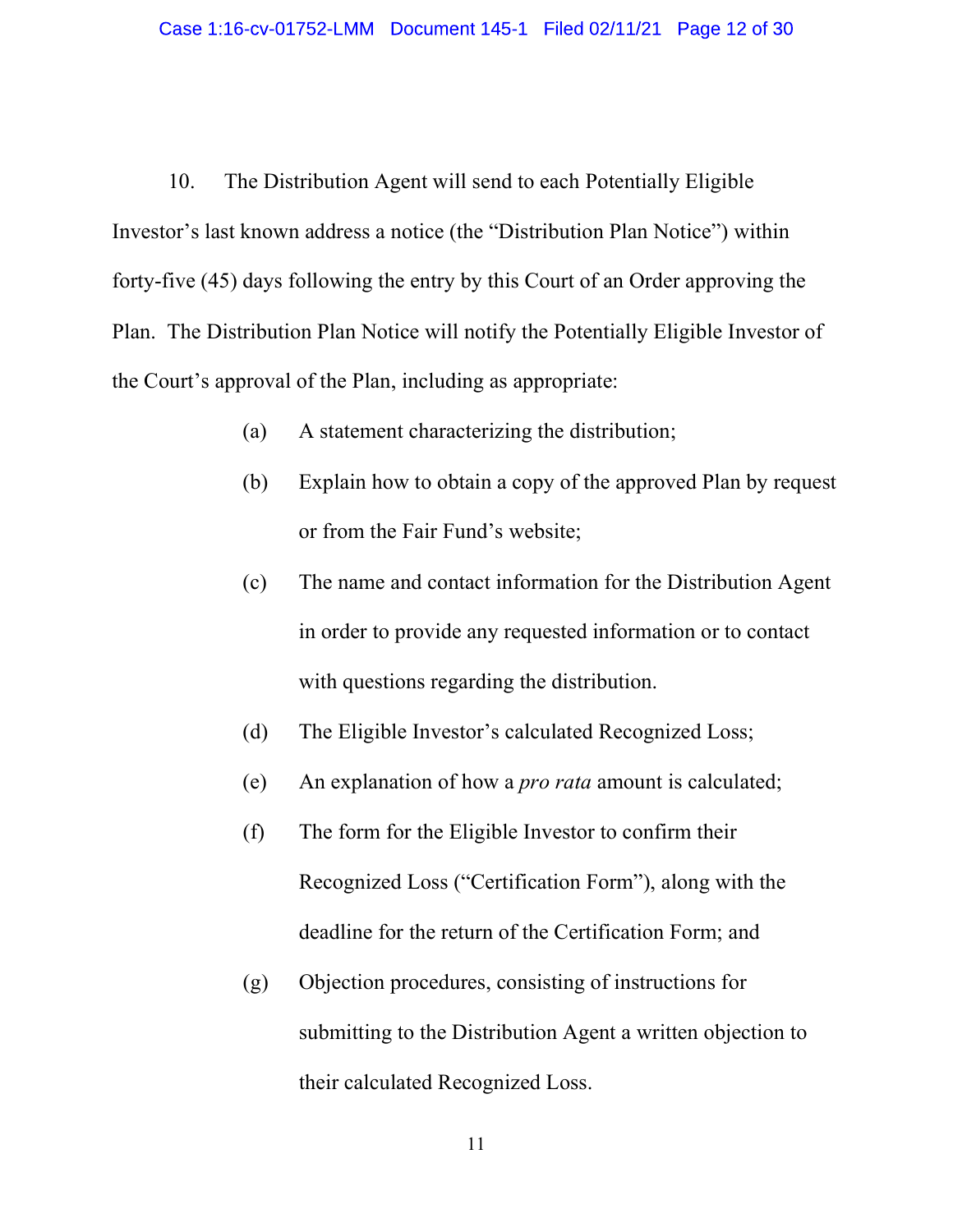10. The Distribution Agent will send to each Potentially Eligible Investor's last known address a notice (the "Distribution Plan Notice") within forty-five (45) days following the entry by this Court of an Order approving the Plan. The Distribution Plan Notice will notify the Potentially Eligible Investor of the Court's approval of the Plan, including as appropriate:

(a) A statement characterizing the distribution;

(b) Explain how to obtain a copy of the approved Plan by request or from the Fair Fund's website;

(c) The name and contact information for the Distribution Agent in order to provide any requested information or to contact with questions regarding the distribution.

(d) The Eligible Investor's calculated Recognized Loss;

(e) An explanation of how a *pro rata* amount is calculated;

(f) The form for the Eligible Investor to confirm their Recognized Loss ("Certification Form"), along with the deadline for the return of the Certification Form; and

(g) Objection procedures, consisting of instructions for submitting to the Distribution Agent a written objection to their calculated Recognized Loss.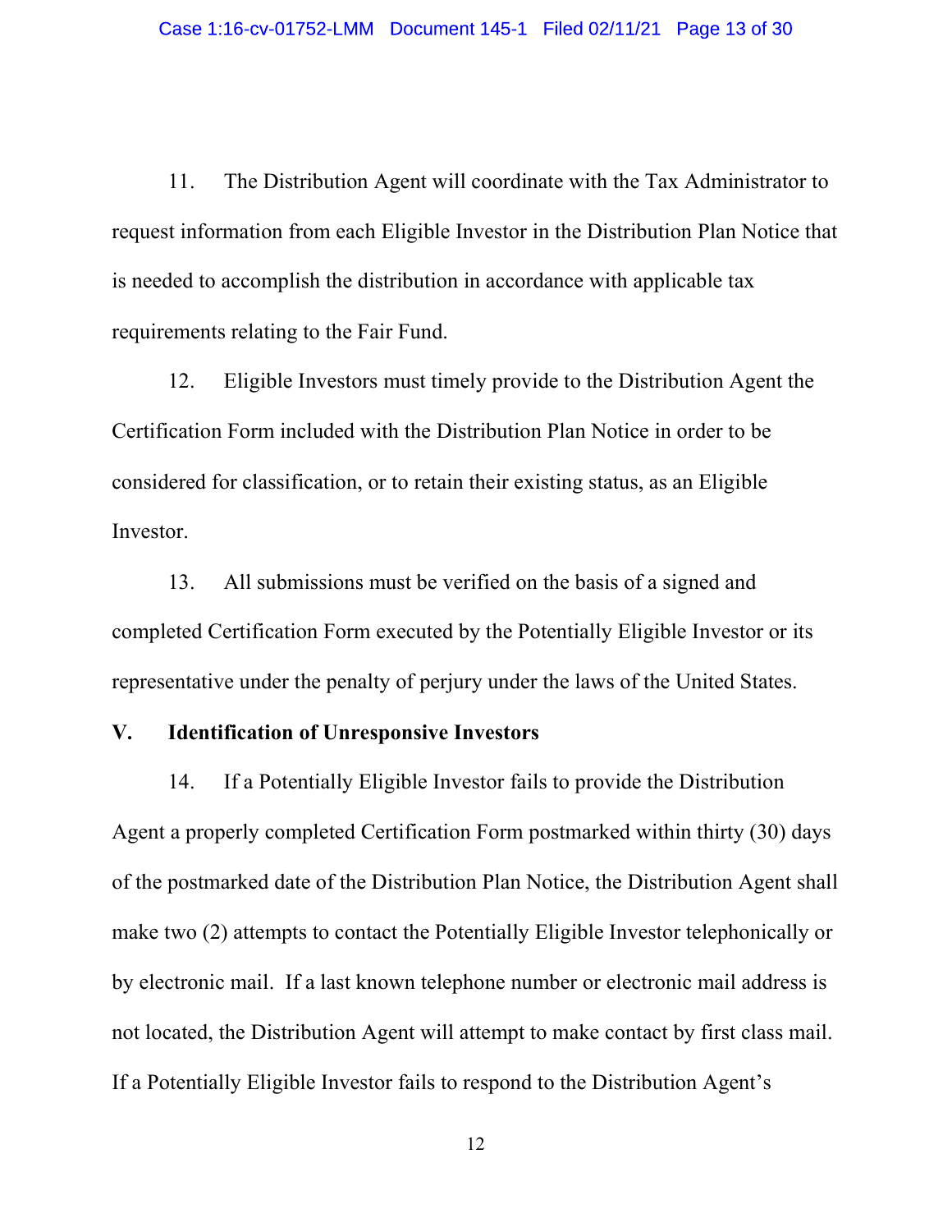11. The Distribution Agent will coordinate with the Tax Administrator to request information from each Eligible Investor in the Distribution Plan Notice that is needed to accomplish the distribution in accordance with applicable tax requirements relating to the Fair Fund.

12. Eligible Investors must timely provide to the Distribution Agent the Certification Form included with the Distribution Plan Notice in order to be considered for classification, or to retain their existing status, as an Eligible Investor.

13. All submissions must be verified on the basis of a signed and completed Certification Form executed by the Potentially Eligible Investor or its representative under the penalty of perjury under the laws of the United States.

## V. Identification of Unresponsive Investors

14. If a Potentially Eligible Investor fails to provide the Distribution Agent a properly completed Certification Form postmarked within thirty (30) days of the postmarked date of the Distribution Plan Notice, the Distribution Agent shall make two (2) attempts to contact the Potentially Eligible Investor telephonically or by electronic mail. If a last known telephone number or electronic mail address is not located, the Distribution Agent will attempt to make contact by first class mail. If a Potentially Eligible Investor fails to respond to the Distribution Agent's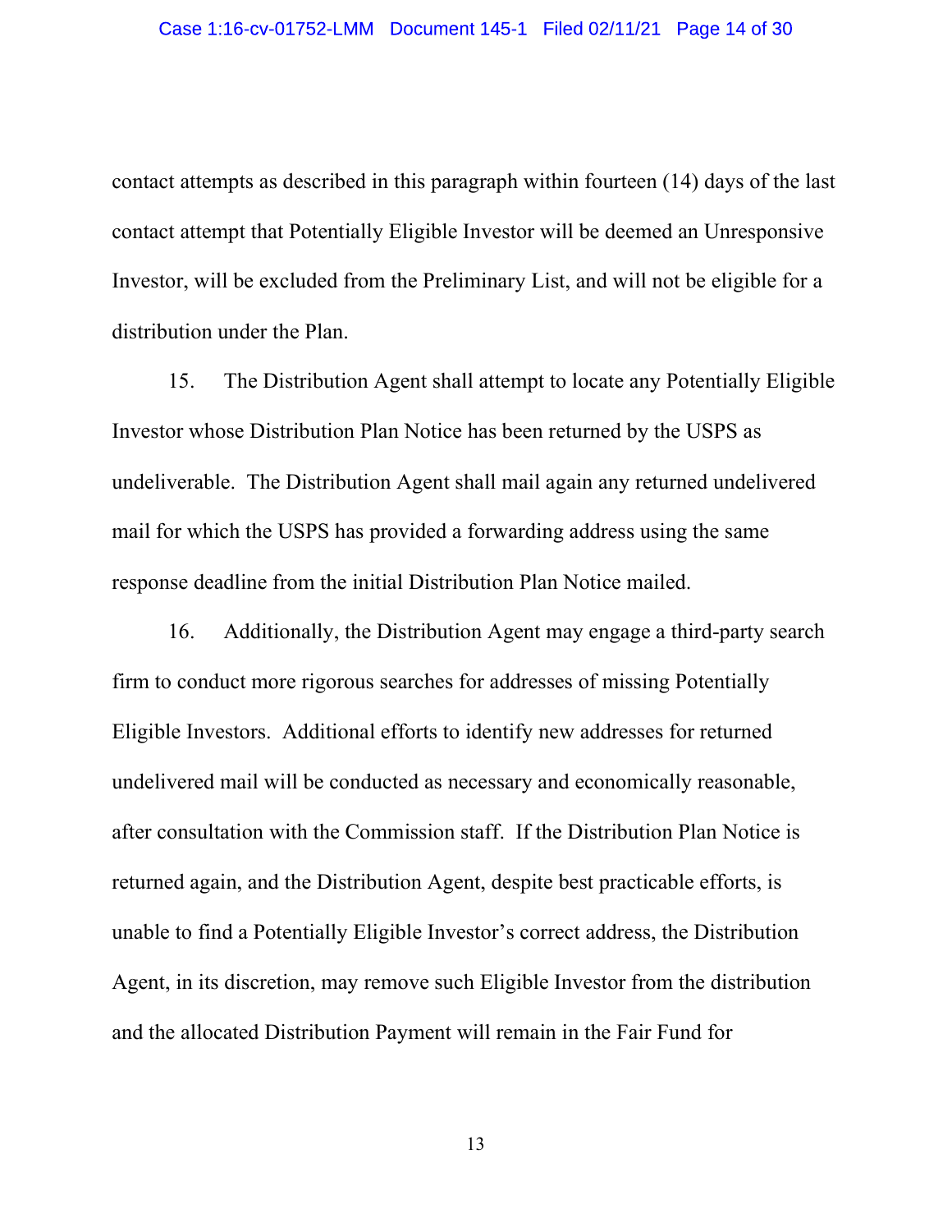contact attempts as described in this paragraph within fourteen (14) days of the last contact attempt that Potentially Eligible Investor will be deemed an Unresponsive Investor, will be excluded from the Preliminary List, and will not be eligible for a distribution under the Plan.

15. The Distribution Agent shall attempt to locate any Potentially Eligible Investor whose Distribution Plan Notice has been returned by the USPS as undeliverable. The Distribution Agent shall mail again any returned undelivered mail for which the USPS has provided a forwarding address using the same response deadline from the initial Distribution Plan Notice mailed.

16. Additionally, the Distribution Agent may engage a third-party search firm to conduct more rigorous searches for addresses of missing Potentially Eligible Investors. Additional efforts to identify new addresses for returned undelivered mail will be conducted as necessary and economically reasonable, after consultation with the Commission staff. If the Distribution Plan Notice is returned again, and the Distribution Agent, despite best practicable efforts, is unable to find a Potentially Eligible Investor's correct address, the Distribution Agent, in its discretion, may remove such Eligible Investor from the distribution and the allocated Distribution Payment will remain in the Fair Fund for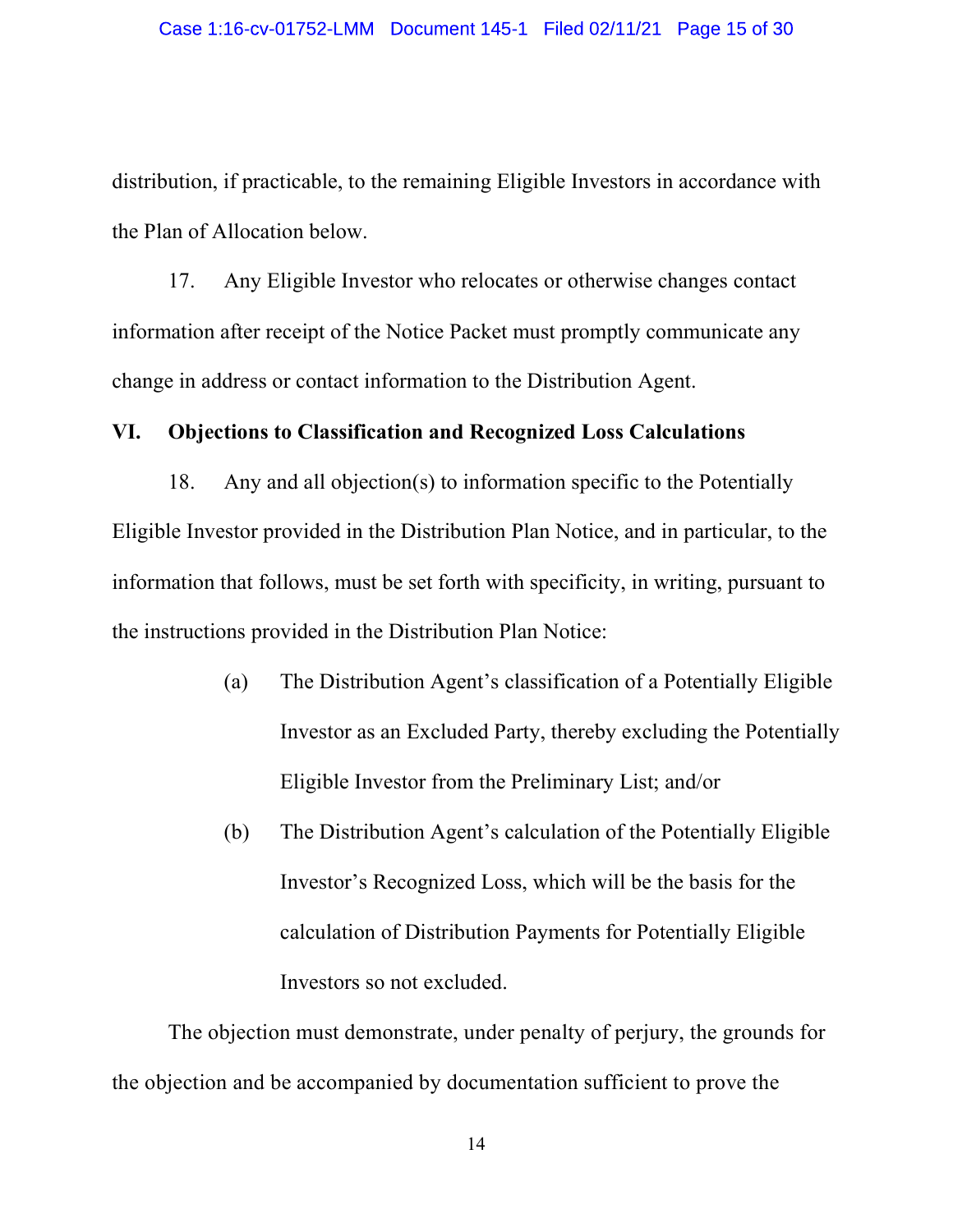distribution, if practicable, to the remaining Eligible Investors in accordance with the Plan of Allocation below.

17. Any Eligible Investor who relocates or otherwise changes contact information after receipt of the Notice Packet must promptly communicate any change in address or contact information to the Distribution Agent.

## VI. Objections to Classification and Recognized Loss Calculations

18. Any and all objection(s) to information specific to the Potentially Eligible Investor provided in the Distribution Plan Notice, and in particular, to the information that follows, must be set forth with specificity, in writing, pursuant to the instructions provided in the Distribution Plan Notice:

> (a) The Distribution Agent's classification of a Potentially Eligible Investor as an Excluded Party, thereby excluding the Potentially Eligible Investor from the Preliminary List; and/or
>
> (b) The Distribution Agent's calculation of the Potentially Eligible Investor's Recognized Loss, which will be the basis for the calculation of Distribution Payments for Potentially Eligible Investors so not excluded.

The objection must demonstrate, under penalty of perjury, the grounds for the objection and be accompanied by documentation sufficient to prove the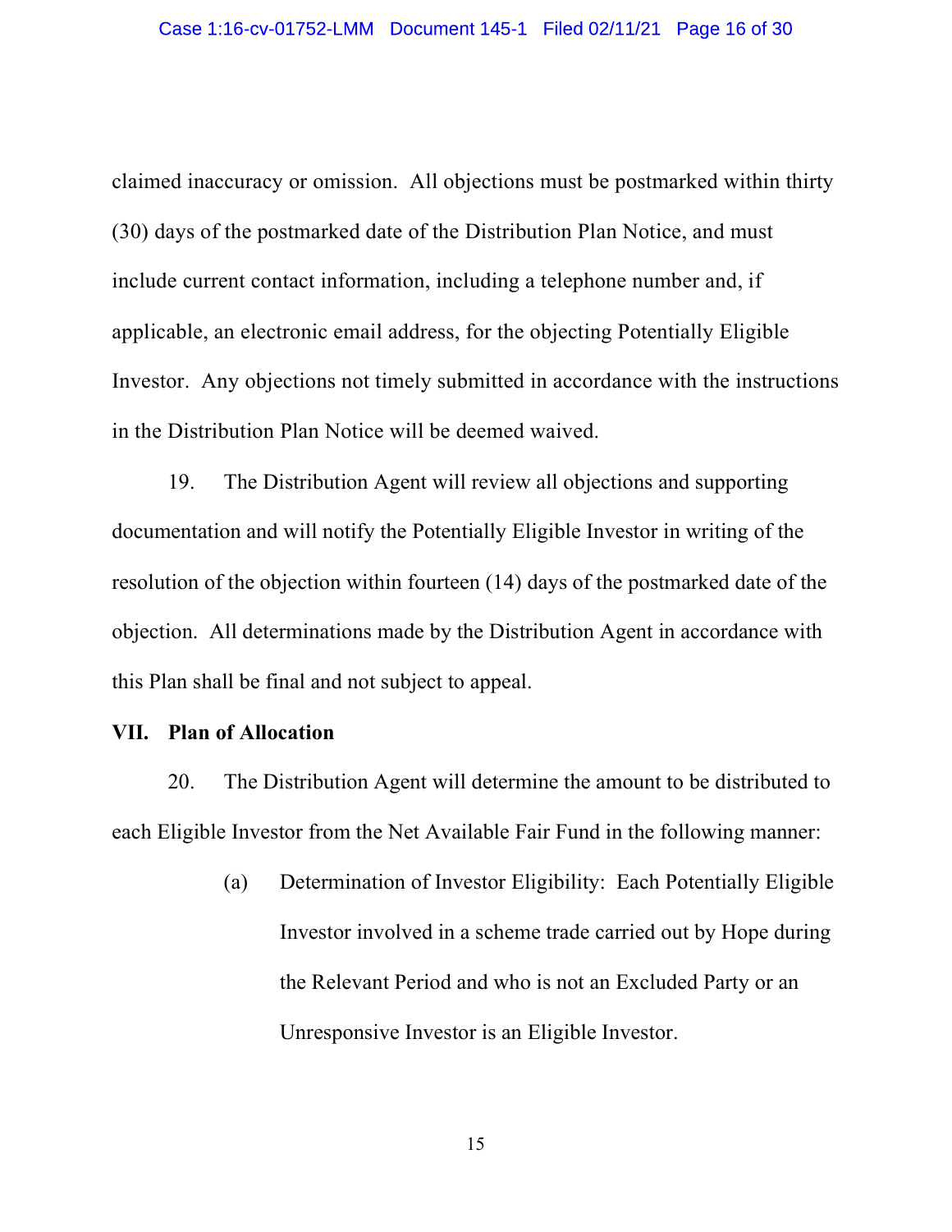claimed inaccuracy or omission. All objections must be postmarked within thirty (30) days of the postmarked date of the Distribution Plan Notice, and must include current contact information, including a telephone number and, if applicable, an electronic email address, for the objecting Potentially Eligible Investor. Any objections not timely submitted in accordance with the instructions in the Distribution Plan Notice will be deemed waived.

19. The Distribution Agent will review all objections and supporting documentation and will notify the Potentially Eligible Investor in writing of the resolution of the objection within fourteen (14) days of the postmarked date of the objection. All determinations made by the Distribution Agent in accordance with this Plan shall be final and not subject to appeal.

## VII. Plan of Allocation

20. The Distribution Agent will determine the amount to be distributed to each Eligible Investor from the Net Available Fair Fund in the following manner:

> (a) Determination of Investor Eligibility: Each Potentially Eligible Investor involved in a scheme trade carried out by Hope during the Relevant Period and who is not an Excluded Party or an Unresponsive Investor is an Eligible Investor.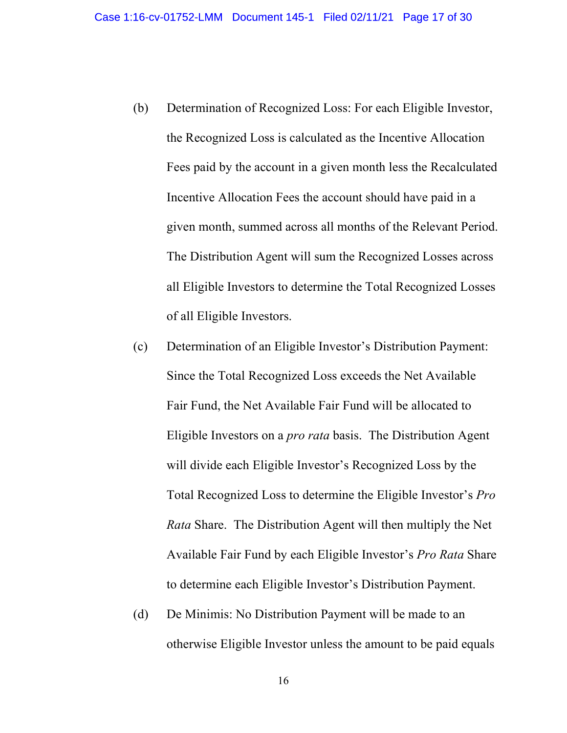(b) Determination of Recognized Loss: For each Eligible Investor, the Recognized Loss is calculated as the Incentive Allocation Fees paid by the account in a given month less the Recalculated Incentive Allocation Fees the account should have paid in a given month, summed across all months of the Relevant Period. The Distribution Agent will sum the Recognized Losses across all Eligible Investors to determine the Total Recognized Losses of all Eligible Investors.

(c) Determination of an Eligible Investor's Distribution Payment: Since the Total Recognized Loss exceeds the Net Available Fair Fund, the Net Available Fair Fund will be allocated to Eligible Investors on a *pro rata* basis. The Distribution Agent will divide each Eligible Investor's Recognized Loss by the Total Recognized Loss to determine the Eligible Investor's *Pro Rata* Share. The Distribution Agent will then multiply the Net Available Fair Fund by each Eligible Investor's *Pro Rata* Share to determine each Eligible Investor's Distribution Payment.

(d) De Minimis: No Distribution Payment will be made to an otherwise Eligible Investor unless the amount to be paid equals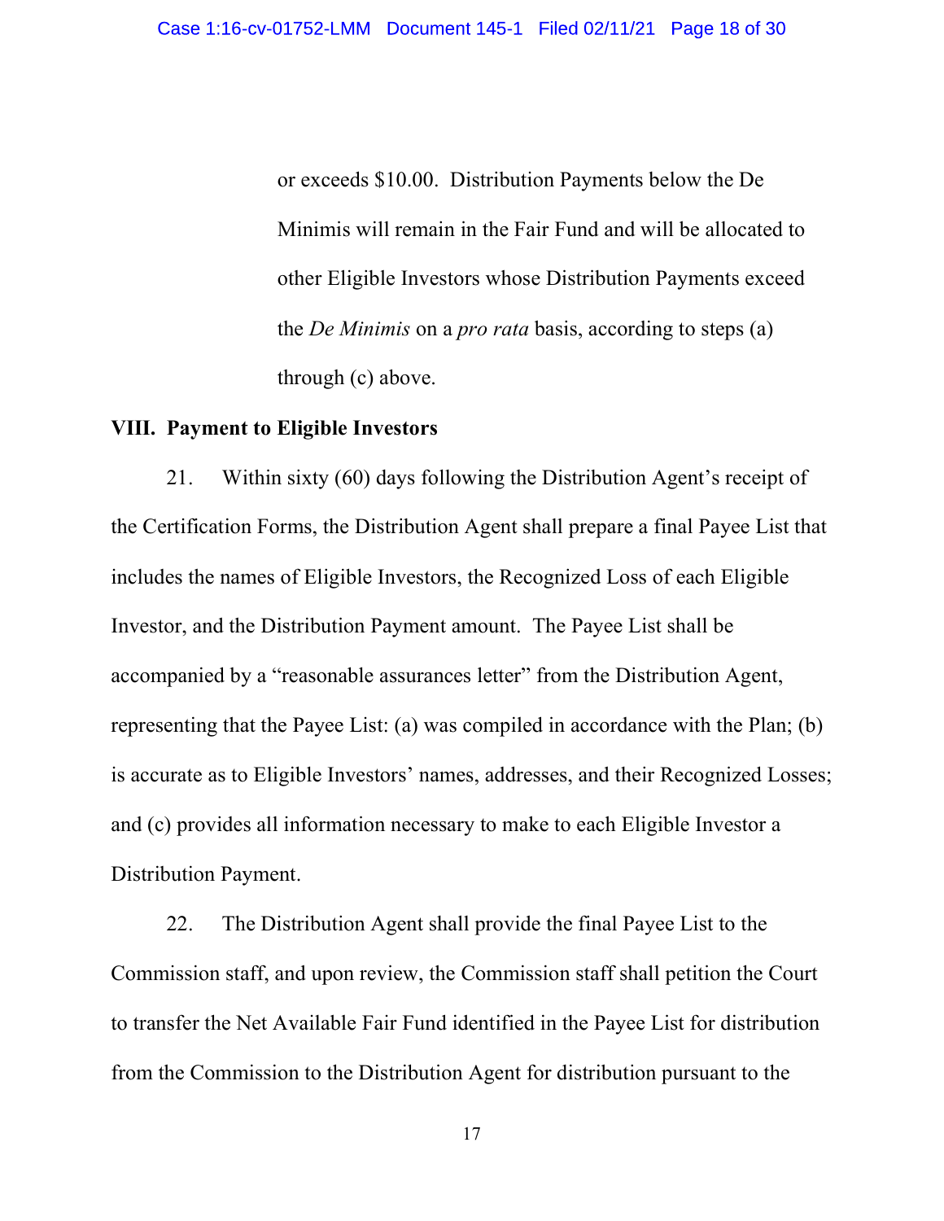or exceeds $10.00. Distribution Payments below the De Minimis will remain in the Fair Fund and will be allocated to other Eligible Investors whose Distribution Payments exceed the *De Minimis* on a *pro rata* basis, according to steps (a) through (c) above.

## VIII. Payment to Eligible Investors

21. Within sixty (60) days following the Distribution Agent's receipt of the Certification Forms, the Distribution Agent shall prepare a final Payee List that includes the names of Eligible Investors, the Recognized Loss of each Eligible Investor, and the Distribution Payment amount. The Payee List shall be accompanied by a "reasonable assurances letter" from the Distribution Agent, representing that the Payee List: (a) was compiled in accordance with the Plan; (b) is accurate as to Eligible Investors' names, addresses, and their Recognized Losses; and (c) provides all information necessary to make to each Eligible Investor a Distribution Payment.

22. The Distribution Agent shall provide the final Payee List to the Commission staff, and upon review, the Commission staff shall petition the Court to transfer the Net Available Fair Fund identified in the Payee List for distribution from the Commission to the Distribution Agent for distribution pursuant to the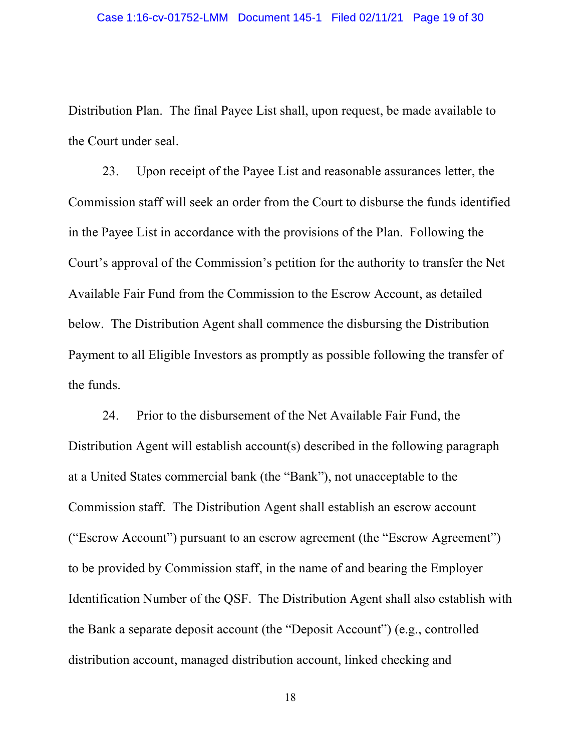Distribution Plan. The final Payee List shall, upon request, be made available to the Court under seal.

23. Upon receipt of the Payee List and reasonable assurances letter, the Commission staff will seek an order from the Court to disburse the funds identified in the Payee List in accordance with the provisions of the Plan. Following the Court's approval of the Commission's petition for the authority to transfer the Net Available Fair Fund from the Commission to the Escrow Account, as detailed below. The Distribution Agent shall commence the disbursing the Distribution Payment to all Eligible Investors as promptly as possible following the transfer of the funds.

24. Prior to the disbursement of the Net Available Fair Fund, the Distribution Agent will establish account(s) described in the following paragraph at a United States commercial bank (the "Bank"), not unacceptable to the Commission staff. The Distribution Agent shall establish an escrow account ("Escrow Account") pursuant to an escrow agreement (the "Escrow Agreement") to be provided by Commission staff, in the name of and bearing the Employer Identification Number of the QSF. The Distribution Agent shall also establish with the Bank a separate deposit account (the "Deposit Account") (e.g., controlled distribution account, managed distribution account, linked checking and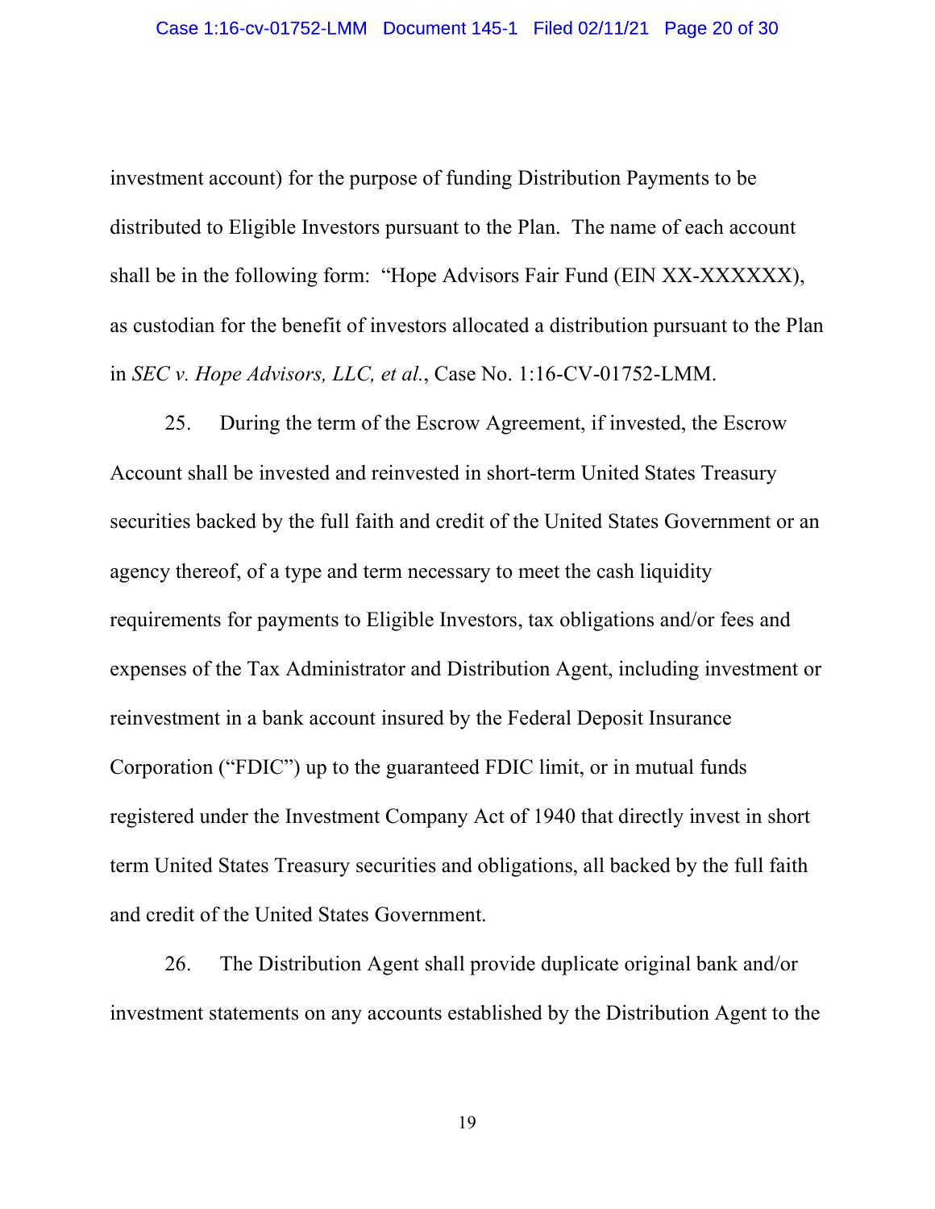investment account) for the purpose of funding Distribution Payments to be distributed to Eligible Investors pursuant to the Plan. The name of each account shall be in the following form: "Hope Advisors Fair Fund (EIN XX-XXXXXX), as custodian for the benefit of investors allocated a distribution pursuant to the Plan in *SEC v. Hope Advisors, LLC, et al.*, Case No. 1:16-CV-01752-LMM.

25. During the term of the Escrow Agreement, if invested, the Escrow Account shall be invested and reinvested in short-term United States Treasury securities backed by the full faith and credit of the United States Government or an agency thereof, of a type and term necessary to meet the cash liquidity requirements for payments to Eligible Investors, tax obligations and/or fees and expenses of the Tax Administrator and Distribution Agent, including investment or reinvestment in a bank account insured by the Federal Deposit Insurance Corporation ("FDIC") up to the guaranteed FDIC limit, or in mutual funds registered under the Investment Company Act of 1940 that directly invest in short term United States Treasury securities and obligations, all backed by the full faith and credit of the United States Government.

26. The Distribution Agent shall provide duplicate original bank and/or investment statements on any accounts established by the Distribution Agent to the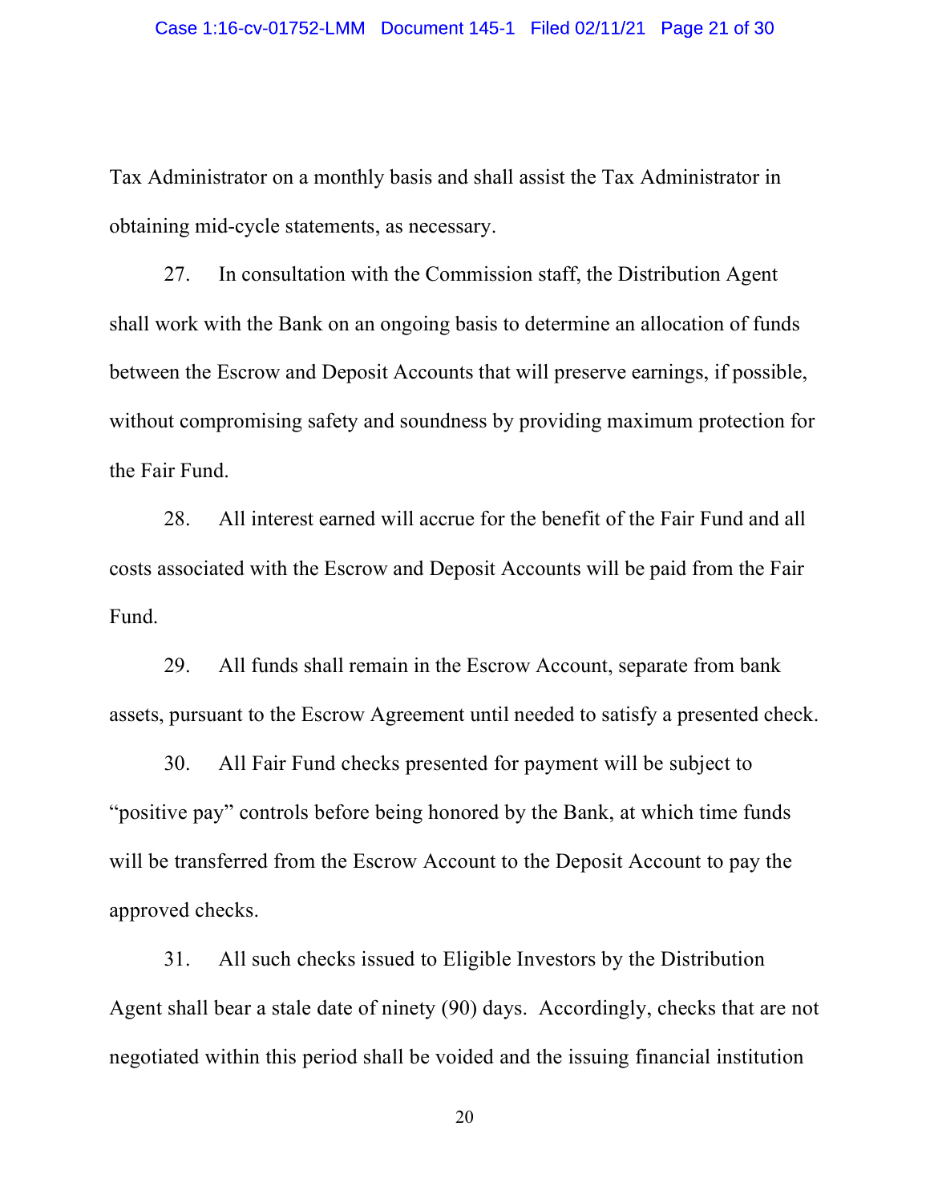Tax Administrator on a monthly basis and shall assist the Tax Administrator in obtaining mid-cycle statements, as necessary.

27. In consultation with the Commission staff, the Distribution Agent shall work with the Bank on an ongoing basis to determine an allocation of funds between the Escrow and Deposit Accounts that will preserve earnings, if possible, without compromising safety and soundness by providing maximum protection for the Fair Fund.

28. All interest earned will accrue for the benefit of the Fair Fund and all costs associated with the Escrow and Deposit Accounts will be paid from the Fair Fund.

29. All funds shall remain in the Escrow Account, separate from bank assets, pursuant to the Escrow Agreement until needed to satisfy a presented check.

30. All Fair Fund checks presented for payment will be subject to "positive pay" controls before being honored by the Bank, at which time funds will be transferred from the Escrow Account to the Deposit Account to pay the approved checks.

31. All such checks issued to Eligible Investors by the Distribution Agent shall bear a stale date of ninety (90) days. Accordingly, checks that are not negotiated within this period shall be voided and the issuing financial institution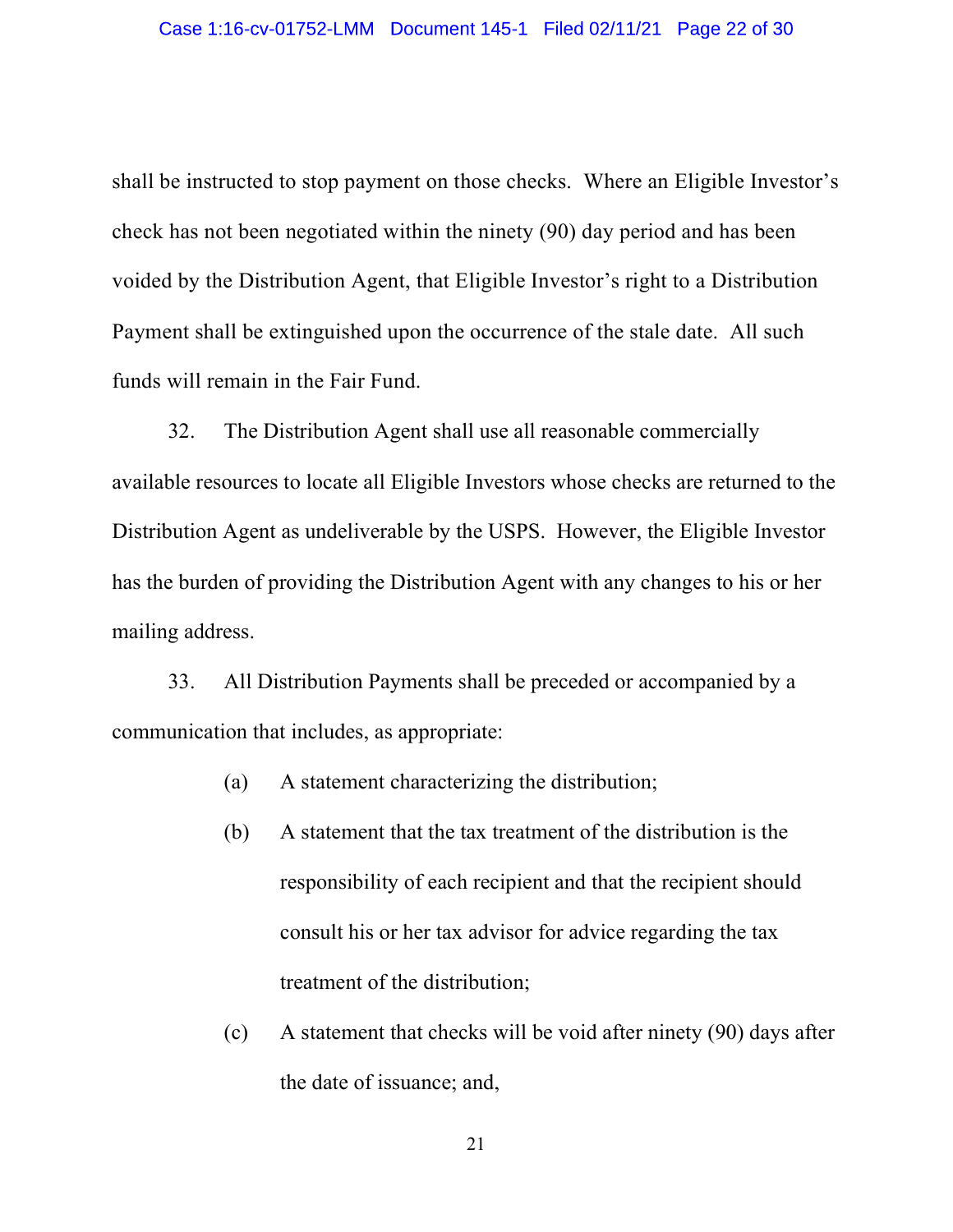shall be instructed to stop payment on those checks. Where an Eligible Investor's check has not been negotiated within the ninety (90) day period and has been voided by the Distribution Agent, that Eligible Investor's right to a Distribution Payment shall be extinguished upon the occurrence of the stale date. All such funds will remain in the Fair Fund.

32. The Distribution Agent shall use all reasonable commercially available resources to locate all Eligible Investors whose checks are returned to the Distribution Agent as undeliverable by the USPS. However, the Eligible Investor has the burden of providing the Distribution Agent with any changes to his or her mailing address.

33. All Distribution Payments shall be preceded or accompanied by a communication that includes, as appropriate:

(a) A statement characterizing the distribution;

(b) A statement that the tax treatment of the distribution is the responsibility of each recipient and that the recipient should consult his or her tax advisor for advice regarding the tax treatment of the distribution;

(c) A statement that checks will be void after ninety (90) days after the date of issuance; and,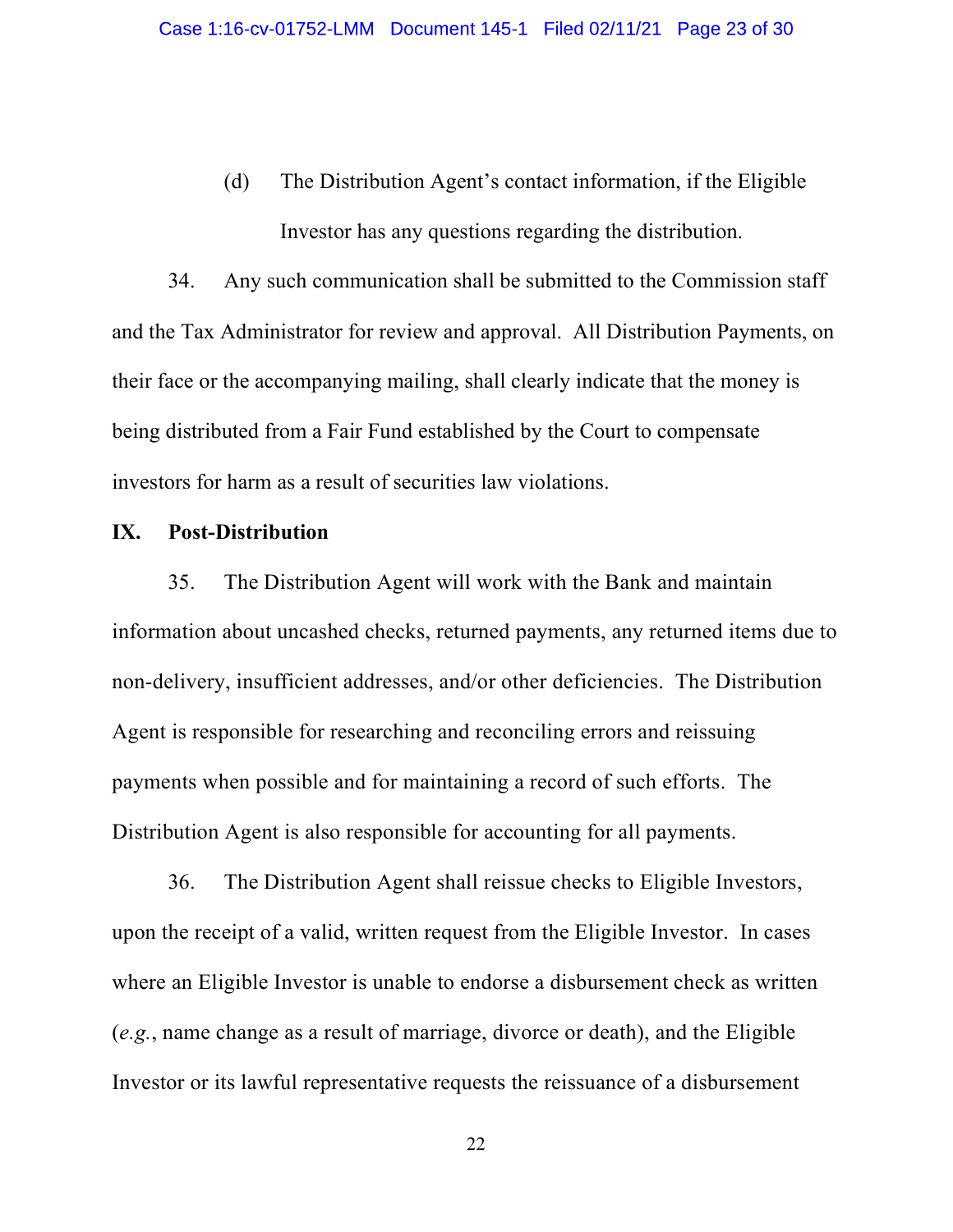(d) The Distribution Agent's contact information, if the Eligible Investor has any questions regarding the distribution.

34. Any such communication shall be submitted to the Commission staff and the Tax Administrator for review and approval. All Distribution Payments, on their face or the accompanying mailing, shall clearly indicate that the money is being distributed from a Fair Fund established by the Court to compensate investors for harm as a result of securities law violations.

## IX. Post-Distribution

35. The Distribution Agent will work with the Bank and maintain information about uncashed checks, returned payments, any returned items due to non-delivery, insufficient addresses, and/or other deficiencies. The Distribution Agent is responsible for researching and reconciling errors and reissuing payments when possible and for maintaining a record of such efforts. The Distribution Agent is also responsible for accounting for all payments.

36. The Distribution Agent shall reissue checks to Eligible Investors, upon the receipt of a valid, written request from the Eligible Investor. In cases where an Eligible Investor is unable to endorse a disbursement check as written (*e.g.*, name change as a result of marriage, divorce or death), and the Eligible Investor or its lawful representative requests the reissuance of a disbursement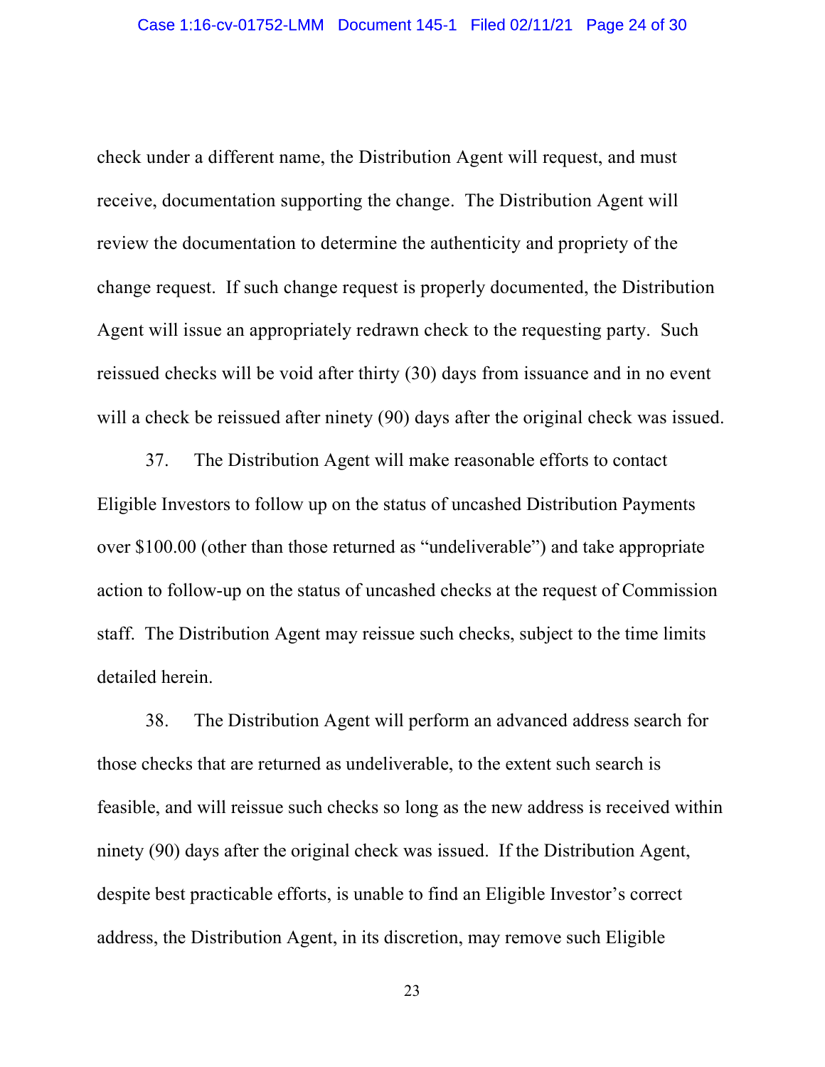check under a different name, the Distribution Agent will request, and must receive, documentation supporting the change. The Distribution Agent will review the documentation to determine the authenticity and propriety of the change request. If such change request is properly documented, the Distribution Agent will issue an appropriately redrawn check to the requesting party. Such reissued checks will be void after thirty (30) days from issuance and in no event will a check be reissued after ninety (90) days after the original check was issued.

37. The Distribution Agent will make reasonable efforts to contact Eligible Investors to follow up on the status of uncashed Distribution Payments over $100.00 (other than those returned as "undeliverable") and take appropriate action to follow-up on the status of uncashed checks at the request of Commission staff. The Distribution Agent may reissue such checks, subject to the time limits detailed herein.

38. The Distribution Agent will perform an advanced address search for those checks that are returned as undeliverable, to the extent such search is feasible, and will reissue such checks so long as the new address is received within ninety (90) days after the original check was issued. If the Distribution Agent, despite best practicable efforts, is unable to find an Eligible Investor's correct address, the Distribution Agent, in its discretion, may remove such Eligible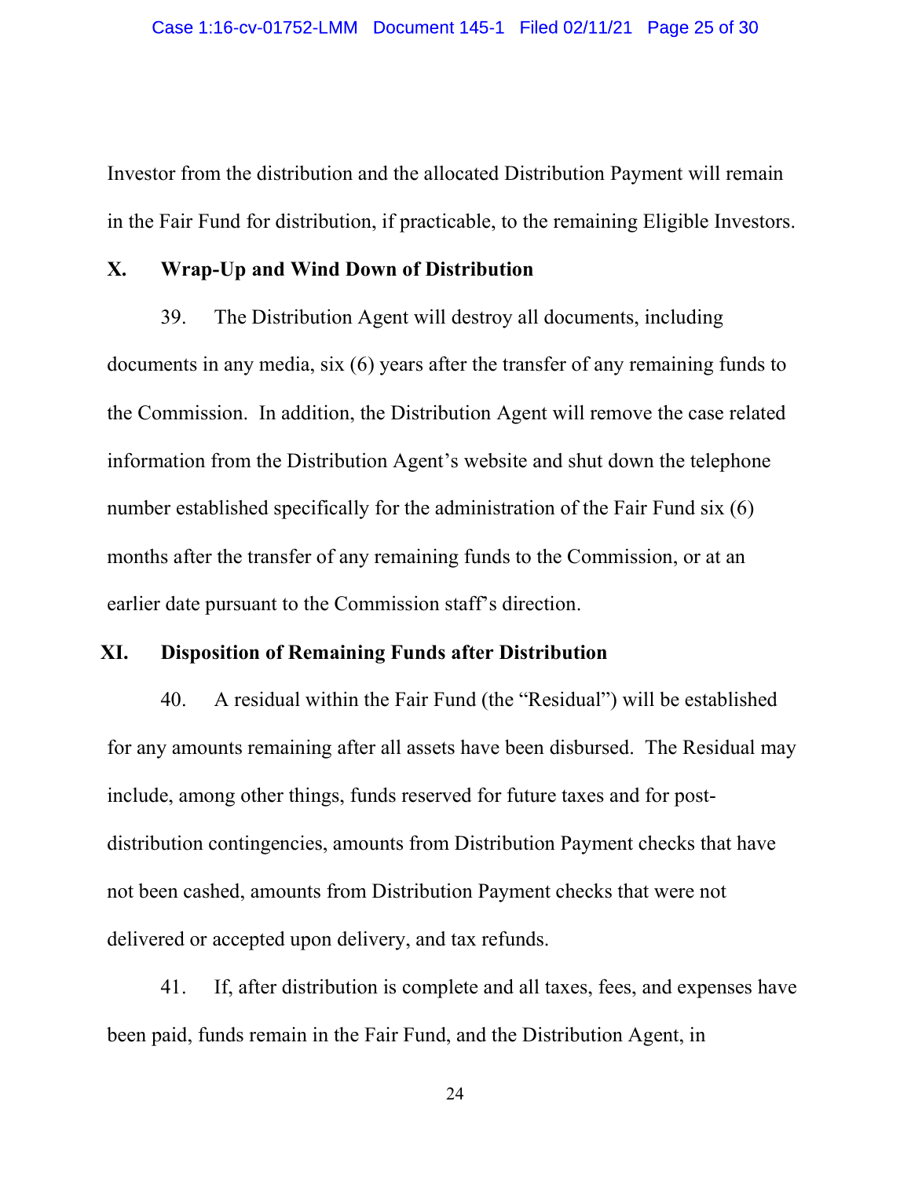Investor from the distribution and the allocated Distribution Payment will remain in the Fair Fund for distribution, if practicable, to the remaining Eligible Investors.

## X. Wrap-Up and Wind Down of Distribution

39. The Distribution Agent will destroy all documents, including documents in any media, six (6) years after the transfer of any remaining funds to the Commission. In addition, the Distribution Agent will remove the case related information from the Distribution Agent's website and shut down the telephone number established specifically for the administration of the Fair Fund six (6) months after the transfer of any remaining funds to the Commission, or at an earlier date pursuant to the Commission staff's direction.

## XI. Disposition of Remaining Funds after Distribution

40. A residual within the Fair Fund (the "Residual") will be established for any amounts remaining after all assets have been disbursed. The Residual may include, among other things, funds reserved for future taxes and for post-distribution contingencies, amounts from Distribution Payment checks that have not been cashed, amounts from Distribution Payment checks that were not delivered or accepted upon delivery, and tax refunds.

41. If, after distribution is complete and all taxes, fees, and expenses have been paid, funds remain in the Fair Fund, and the Distribution Agent, in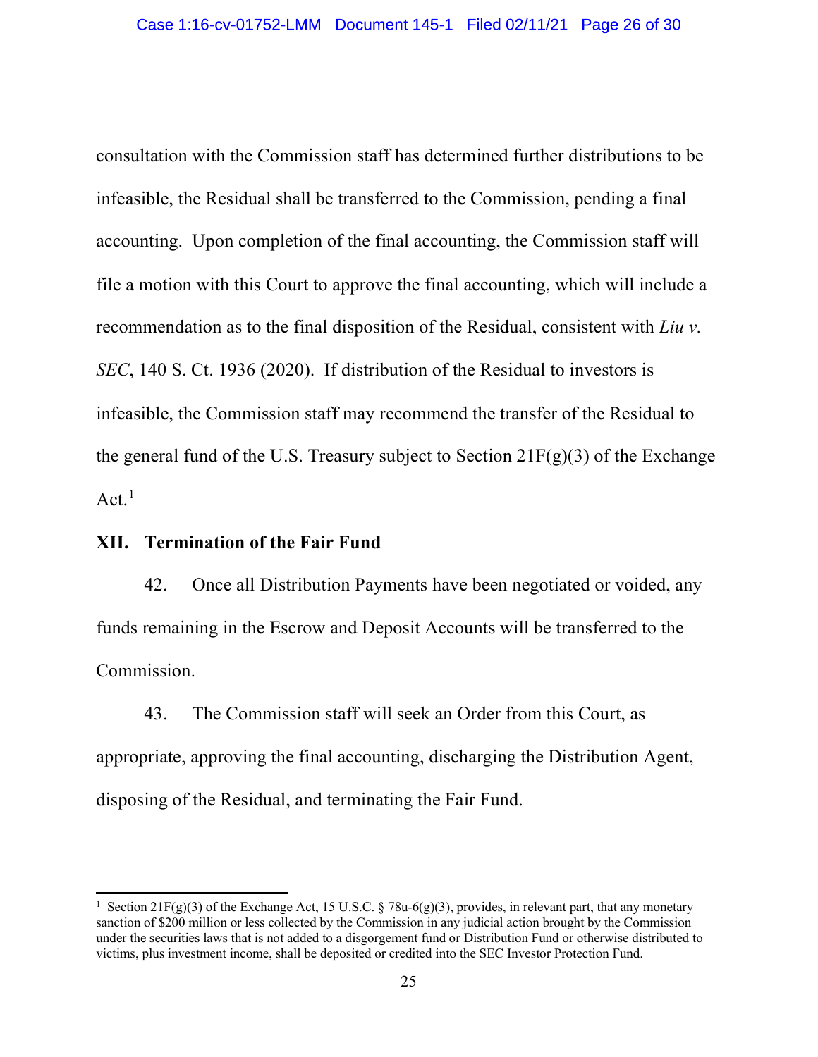consultation with the Commission staff has determined further distributions to be infeasible, the Residual shall be transferred to the Commission, pending a final accounting. Upon completion of the final accounting, the Commission staff will file a motion with this Court to approve the final accounting, which will include a recommendation as to the final disposition of the Residual, consistent with *Liu v. SEC*, 140 S. Ct. 1936 (2020). If distribution of the Residual to investors is infeasible, the Commission staff may recommend the transfer of the Residual to the general fund of the U.S. Treasury subject to Section 21F(g)(3) of the Exchange Act.[1]

## XII. Termination of the Fair Fund

42. Once all Distribution Payments have been negotiated or voided, any funds remaining in the Escrow and Deposit Accounts will be transferred to the Commission.

43. The Commission staff will seek an Order from this Court, as appropriate, approving the final accounting, discharging the Distribution Agent, disposing of the Residual, and terminating the Fair Fund.

---

[1] Section 21F(g)(3) of the Exchange Act, 15 U.S.C. § 78u-6(g)(3), provides, in relevant part, that any monetary sanction of $200 million or less collected by the Commission in any judicial action brought by the Commission under the securities laws that is not added to a disgorgement fund or Distribution Fund or otherwise distributed to victims, plus investment income, shall be deposited or credited into the SEC Investor Protection Fund.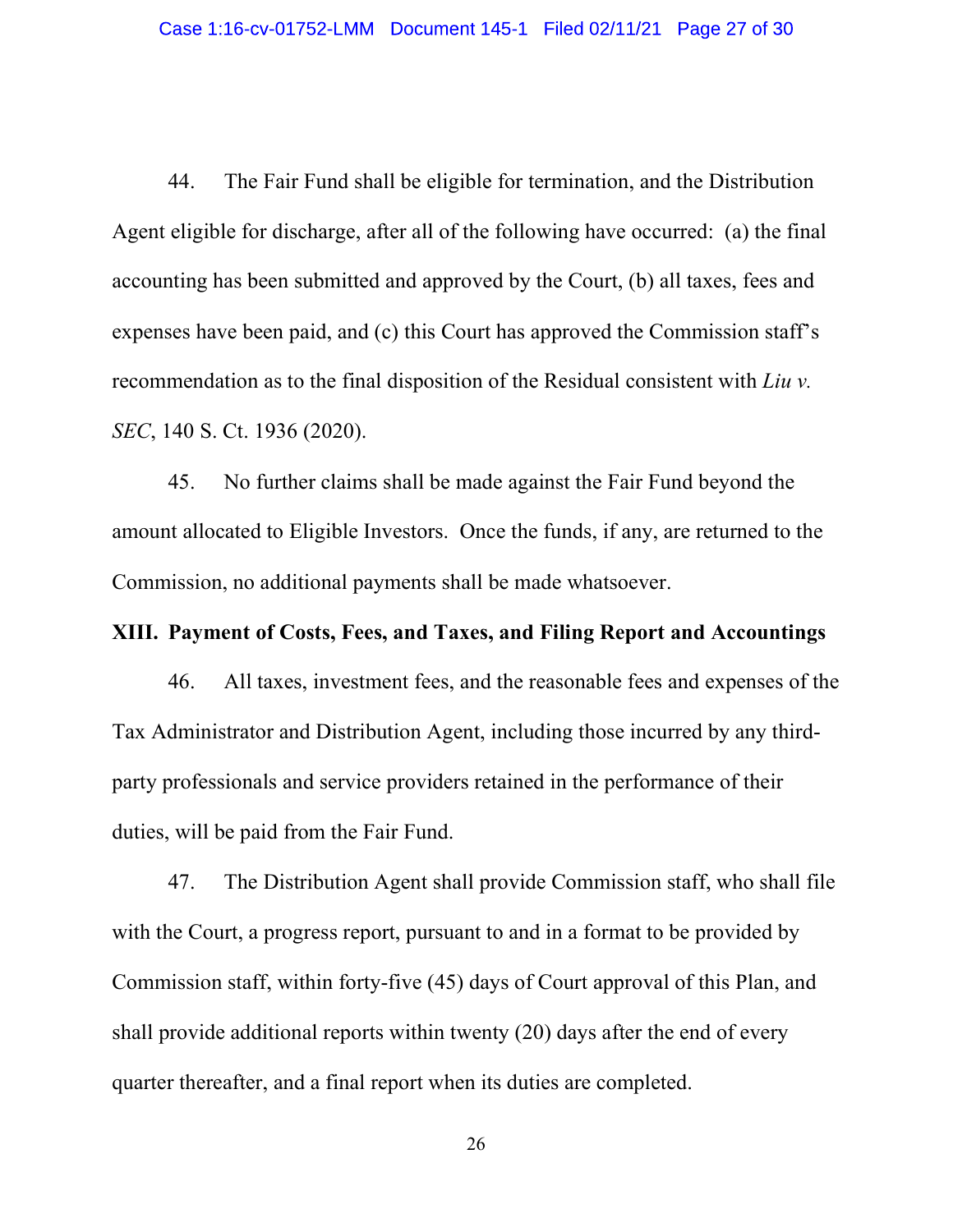44. The Fair Fund shall be eligible for termination, and the Distribution Agent eligible for discharge, after all of the following have occurred: (a) the final accounting has been submitted and approved by the Court, (b) all taxes, fees and expenses have been paid, and (c) this Court has approved the Commission staff's recommendation as to the final disposition of the Residual consistent with *Liu v. SEC*, 140 S. Ct. 1936 (2020).

45. No further claims shall be made against the Fair Fund beyond the amount allocated to Eligible Investors. Once the funds, if any, are returned to the Commission, no additional payments shall be made whatsoever.

## XIII. Payment of Costs, Fees, and Taxes, and Filing Report and Accountings

46. All taxes, investment fees, and the reasonable fees and expenses of the Tax Administrator and Distribution Agent, including those incurred by any third-party professionals and service providers retained in the performance of their duties, will be paid from the Fair Fund.

47. The Distribution Agent shall provide Commission staff, who shall file with the Court, a progress report, pursuant to and in a format to be provided by Commission staff, within forty-five (45) days of Court approval of this Plan, and shall provide additional reports within twenty (20) days after the end of every quarter thereafter, and a final report when its duties are completed.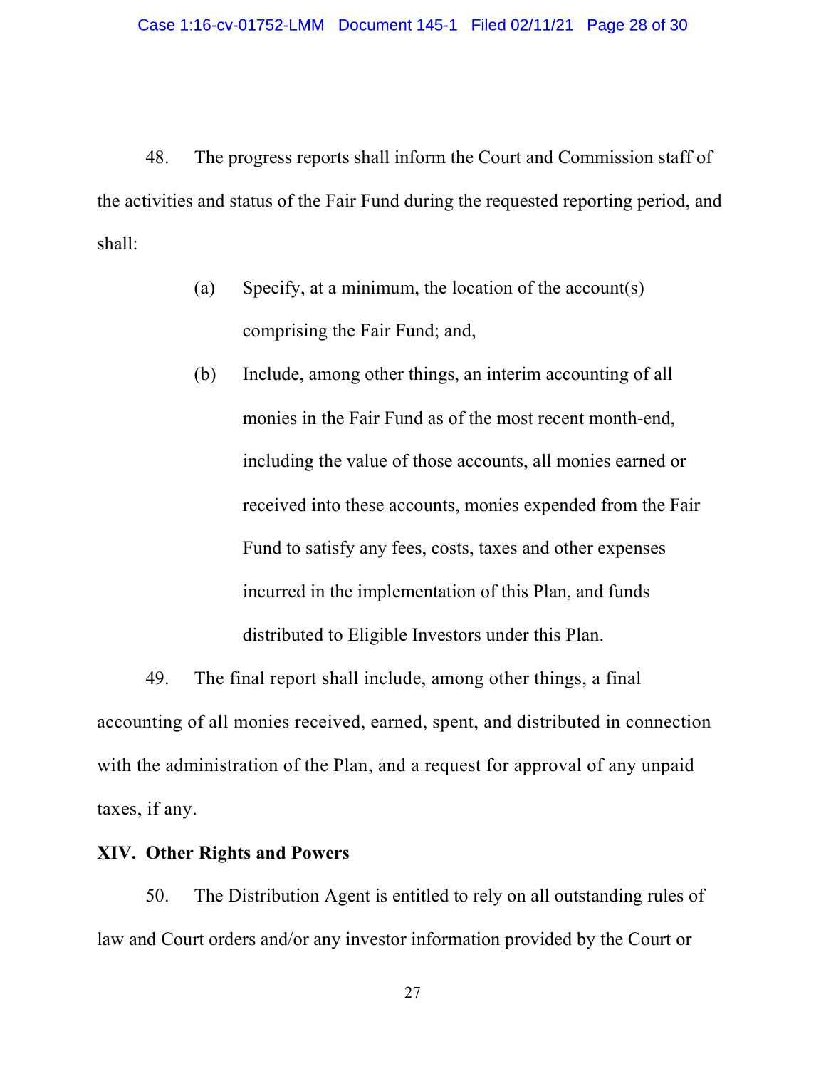48. The progress reports shall inform the Court and Commission staff of the activities and status of the Fair Fund during the requested reporting period, and shall:

> (a) Specify, at a minimum, the location of the account(s) comprising the Fair Fund; and,
>
> (b) Include, among other things, an interim accounting of all monies in the Fair Fund as of the most recent month-end, including the value of those accounts, all monies earned or received into these accounts, monies expended from the Fair Fund to satisfy any fees, costs, taxes and other expenses incurred in the implementation of this Plan, and funds distributed to Eligible Investors under this Plan.

49. The final report shall include, among other things, a final accounting of all monies received, earned, spent, and distributed in connection with the administration of the Plan, and a request for approval of any unpaid taxes, if any.

## XIV. Other Rights and Powers

50. The Distribution Agent is entitled to rely on all outstanding rules of law and Court orders and/or any investor information provided by the Court or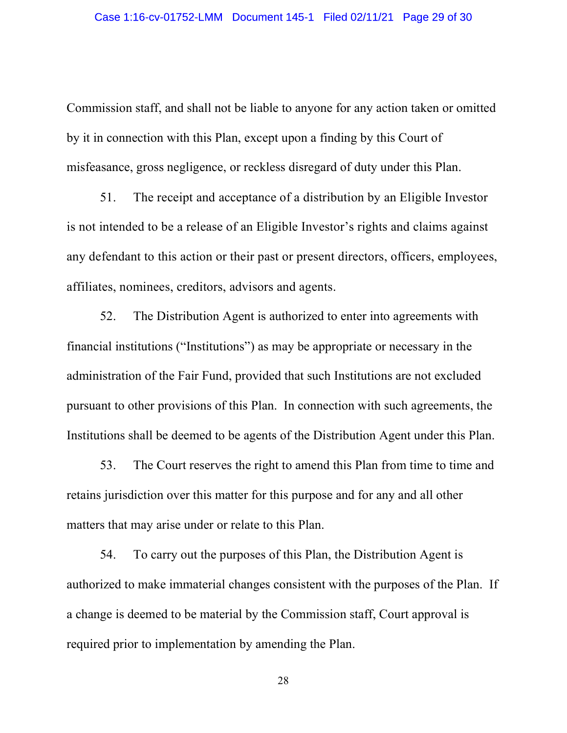Commission staff, and shall not be liable to anyone for any action taken or omitted by it in connection with this Plan, except upon a finding by this Court of misfeasance, gross negligence, or reckless disregard of duty under this Plan.

51. The receipt and acceptance of a distribution by an Eligible Investor is not intended to be a release of an Eligible Investor's rights and claims against any defendant to this action or their past or present directors, officers, employees, affiliates, nominees, creditors, advisors and agents.

52. The Distribution Agent is authorized to enter into agreements with financial institutions ("Institutions") as may be appropriate or necessary in the administration of the Fair Fund, provided that such Institutions are not excluded pursuant to other provisions of this Plan. In connection with such agreements, the Institutions shall be deemed to be agents of the Distribution Agent under this Plan.

53. The Court reserves the right to amend this Plan from time to time and retains jurisdiction over this matter for this purpose and for any and all other matters that may arise under or relate to this Plan.

54. To carry out the purposes of this Plan, the Distribution Agent is authorized to make immaterial changes consistent with the purposes of the Plan. If a change is deemed to be material by the Commission staff, Court approval is required prior to implementation by amending the Plan.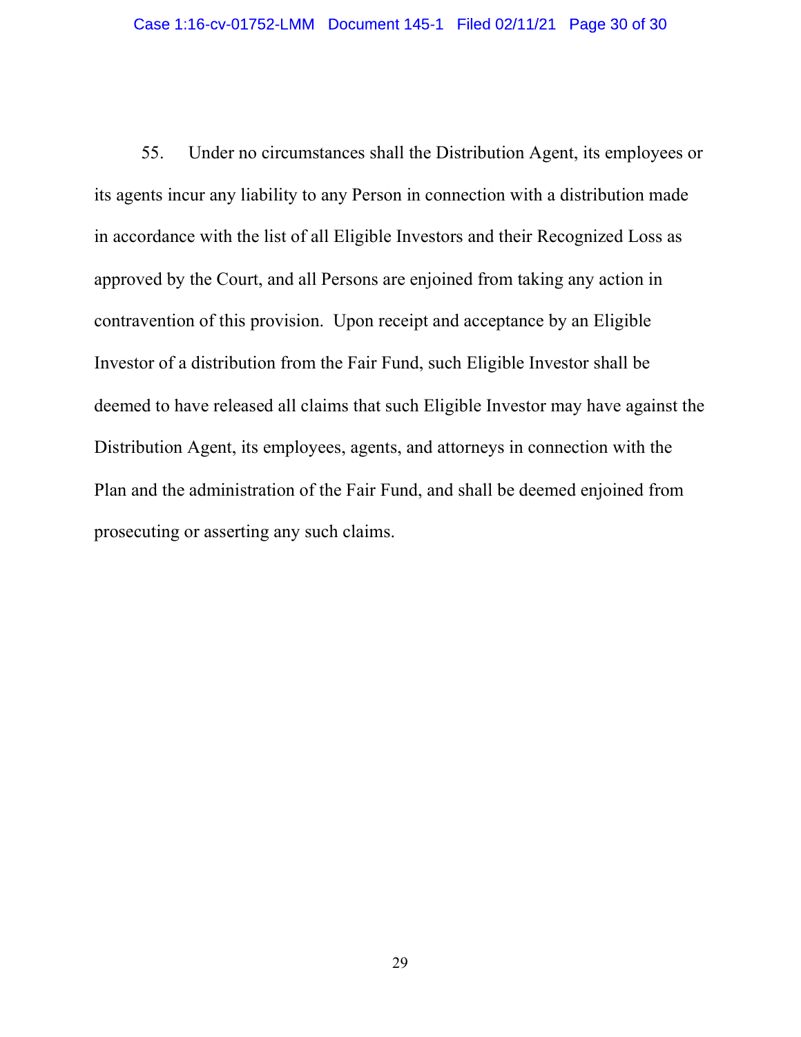55. Under no circumstances shall the Distribution Agent, its employees or its agents incur any liability to any Person in connection with a distribution made in accordance with the list of all Eligible Investors and their Recognized Loss as approved by the Court, and all Persons are enjoined from taking any action in contravention of this provision. Upon receipt and acceptance by an Eligible Investor of a distribution from the Fair Fund, such Eligible Investor shall be deemed to have released all claims that such Eligible Investor may have against the Distribution Agent, its employees, agents, and attorneys in connection with the Plan and the administration of the Fair Fund, and shall be deemed enjoined from prosecuting or asserting any such claims.